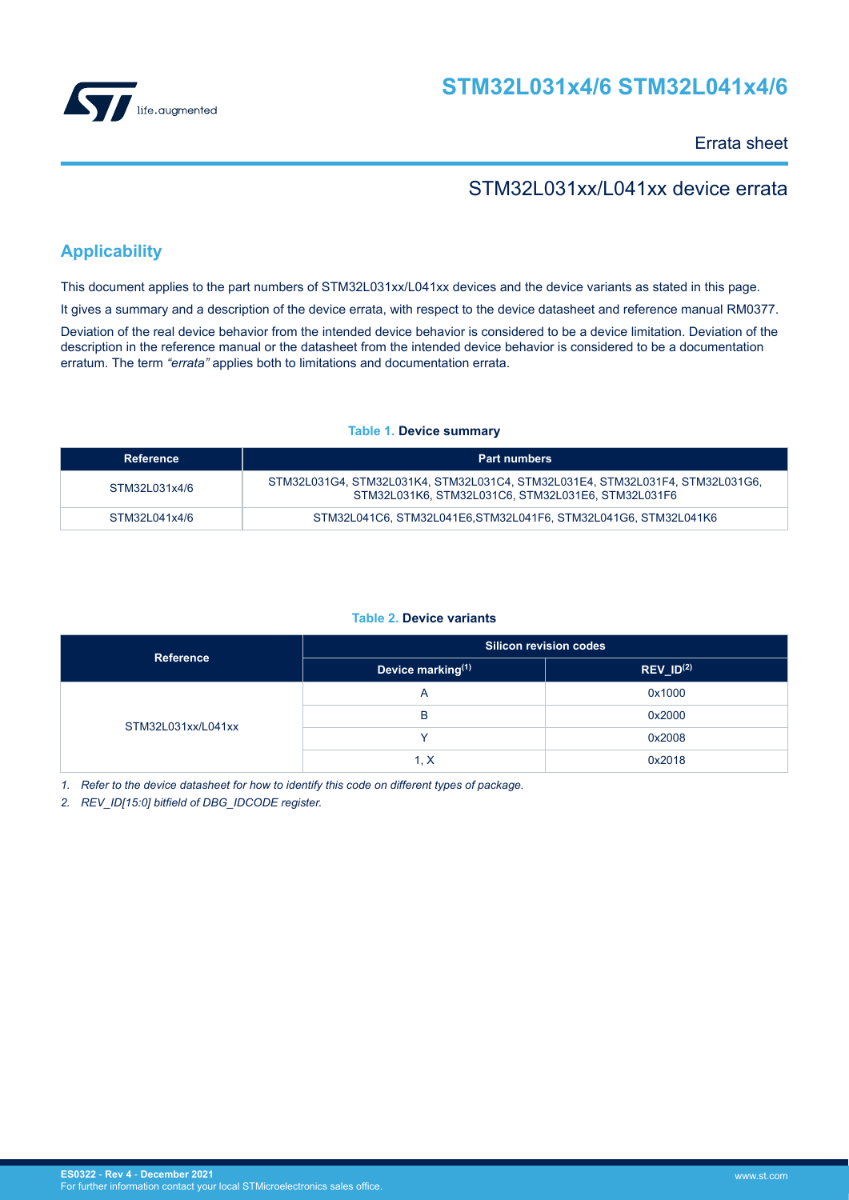# STM32L031x4/6 STM32L041x4/6

Errata sheet

## STM32L031xx/L041xx device errata

## Applicability

This document applies to the part numbers of STM32L031xx/L041xx devices and the device variants as stated in this page.

It gives a summary and a description of the device errata, with respect to the device datasheet and reference manual RM0377.

Deviation of the real device behavior from the intended device behavior is considered to be a device limitation. Deviation of the description in the reference manual or the datasheet from the intended device behavior is considered to be a documentation erratum. The term *"errata"* applies both to limitations and documentation errata.

**Table 1. Device summary**

| Reference | Part numbers |
| --- | --- |
| STM32L031x4/6 | STM32L031G4, STM32L031K4, STM32L031C4, STM32L031E4, STM32L031F4, STM32L031G6, STM32L031K6, STM32L031C6, STM32L031E6, STM32L031F6 |
| STM32L041x4/6 | STM32L041C6, STM32L041E6,STM32L041F6, STM32L041G6, STM32L041K6 |

**Table 2. Device variants**

| Reference | Silicon revision codes | |
| --- | --- | --- |
| | Device marking(1) | REV_ID(2) |
| STM32L031xx/L041xx | A | 0x1000 |
| | B | 0x2000 |
| | Y | 0x2008 |
| | 1, X | 0x2018 |

1. *Refer to the device datasheet for how to identify this code on different types of package.*
2. *REV_ID[15:0] bitfield of DBG_IDCODE register.*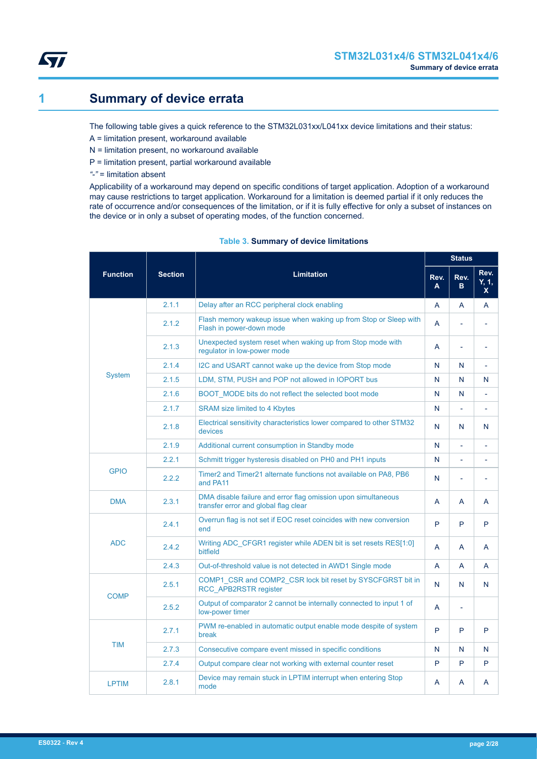# 1 Summary of device errata

The following table gives a quick reference to the STM32L031xx/L041xx device limitations and their status:

A = limitation present, workaround available

N = limitation present, no workaround available

P = limitation present, partial workaround available

*"-"* = limitation absent

Applicability of a workaround may depend on specific conditions of target application. Adoption of a workaround may cause restrictions to target application. Workaround for a limitation is deemed partial if it only reduces the rate of occurrence and/or consequences of the limitation, or if it is fully effective for only a subset of instances on the device or in only a subset of operating modes, of the function concerned.

**Table 3. Summary of device limitations**

| Function | Section | Limitation | Status | | |
|---|---|---|---|---|---|
| | | | Rev. A | Rev. B | Rev. Y, 1, X |
| System | 2.1.1 | Delay after an RCC peripheral clock enabling | A | A | A |
| | 2.1.2 | Flash memory wakeup issue when waking up from Stop or Sleep with Flash in power-down mode | A | - | - |
| | 2.1.3 | Unexpected system reset when waking up from Stop mode with regulator in low-power mode | A | - | - |
| | 2.1.4 | I2C and USART cannot wake up the device from Stop mode | N | N | - |
| | 2.1.5 | LDM, STM, PUSH and POP not allowed in IOPORT bus | N | N | N |
| | 2.1.6 | BOOT_MODE bits do not reflect the selected boot mode | N | N | - |
| | 2.1.7 | SRAM size limited to 4 Kbytes | N | - | - |
| | 2.1.8 | Electrical sensitivity characteristics lower compared to other STM32 devices | N | N | N |
| | 2.1.9 | Additional current consumption in Standby mode | N | - | - |
| GPIO | 2.2.1 | Schmitt trigger hysteresis disabled on PH0 and PH1 inputs | N | - | - |
| | 2.2.2 | Timer2 and Timer21 alternate functions not available on PA8, PB6 and PA11 | N | - | - |
| DMA | 2.3.1 | DMA disable failure and error flag omission upon simultaneous transfer error and global flag clear | A | A | A |
| ADC | 2.4.1 | Overrun flag is not set if EOC reset coincides with new conversion end | P | P | P |
| | 2.4.2 | Writing ADC_CFGR1 register while ADEN bit is set resets RES[1:0] bitfield | A | A | A |
| | 2.4.3 | Out-of-threshold value is not detected in AWD1 Single mode | A | A | A |
| COMP | 2.5.1 | COMP1_CSR and COMP2_CSR lock bit reset by SYSCFGRST bit in RCC_APB2RSTR register | N | N | N |
| | 2.5.2 | Output of comparator 2 cannot be internally connected to input 1 of low-power timer | A | - | |
| TIM | 2.7.1 | PWM re-enabled in automatic output enable mode despite of system break | P | P | P |
| | 2.7.3 | Consecutive compare event missed in specific conditions | N | N | N |
| | 2.7.4 | Output compare clear not working with external counter reset | P | P | P |
| LPTIM | 2.8.1 | Device may remain stuck in LPTIM interrupt when entering Stop mode | A | A | A |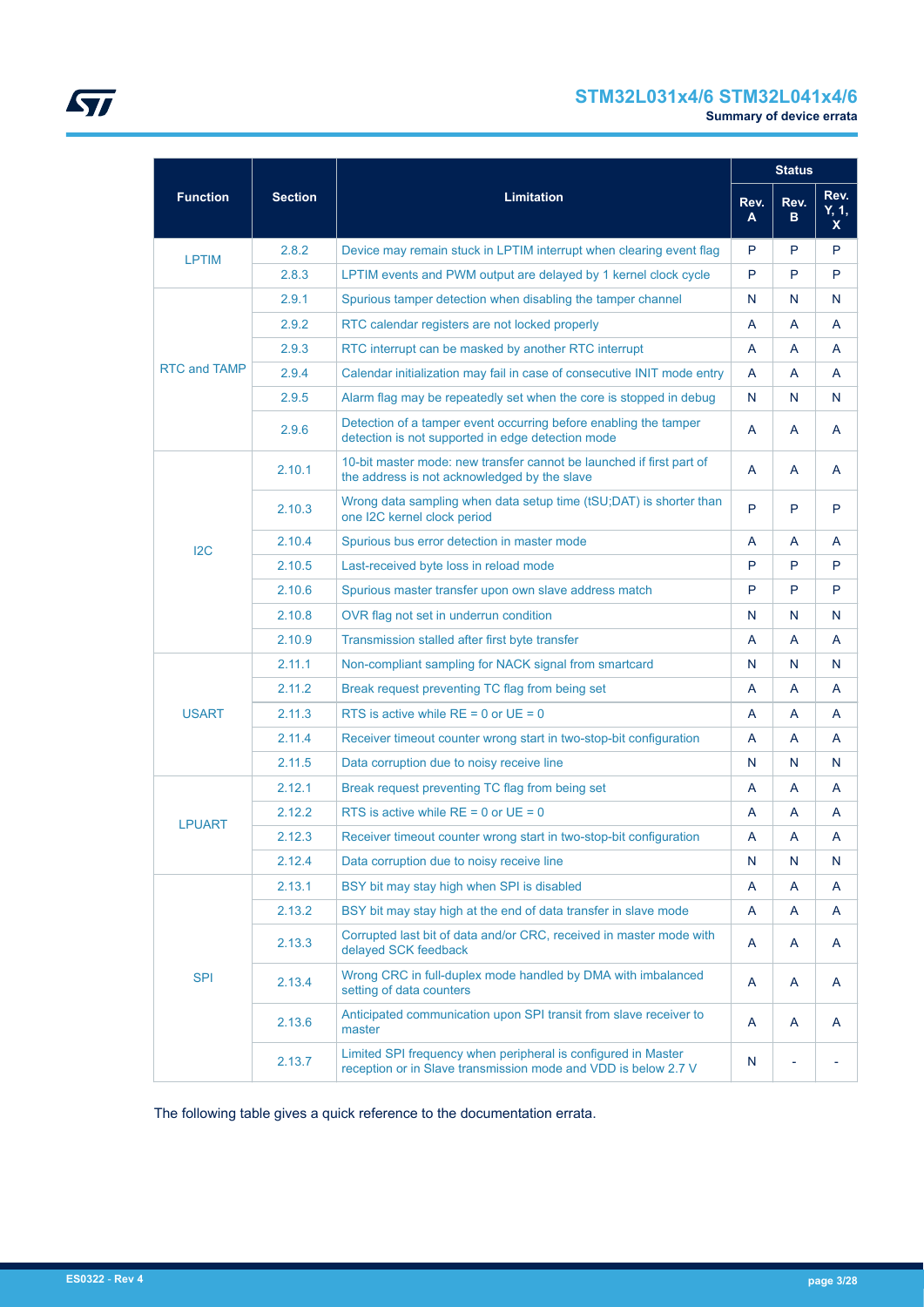| Function | Section | Limitation | Status | | |
|---|---|---|---|---|---|
| | | | Rev. A | Rev. B | Rev. Y, 1, X |
| LPTIM | 2.8.2 | Device may remain stuck in LPTIM interrupt when clearing event flag | P | P | P |
| | 2.8.3 | LPTIM events and PWM output are delayed by 1 kernel clock cycle | P | P | P |
| RTC and TAMP | 2.9.1 | Spurious tamper detection when disabling the tamper channel | N | N | N |
| | 2.9.2 | RTC calendar registers are not locked properly | A | A | A |
| | 2.9.3 | RTC interrupt can be masked by another RTC interrupt | A | A | A |
| | 2.9.4 | Calendar initialization may fail in case of consecutive INIT mode entry | A | A | A |
| | 2.9.5 | Alarm flag may be repeatedly set when the core is stopped in debug | N | N | N |
| | 2.9.6 | Detection of a tamper event occurring before enabling the tamper detection is not supported in edge detection mode | A | A | A |
| I2C | 2.10.1 | 10-bit master mode: new transfer cannot be launched if first part of the address is not acknowledged by the slave | A | A | A |
| | 2.10.3 | Wrong data sampling when data setup time (tSU;DAT) is shorter than one I2C kernel clock period | P | P | P |
| | 2.10.4 | Spurious bus error detection in master mode | A | A | A |
| | 2.10.5 | Last-received byte loss in reload mode | P | P | P |
| | 2.10.6 | Spurious master transfer upon own slave address match | P | P | P |
| | 2.10.8 | OVR flag not set in underrun condition | N | N | N |
| | 2.10.9 | Transmission stalled after first byte transfer | A | A | A |
| USART | 2.11.1 | Non-compliant sampling for NACK signal from smartcard | N | N | N |
| | 2.11.2 | Break request preventing TC flag from being set | A | A | A |
| | 2.11.3 | RTS is active while RE = 0 or UE = 0 | A | A | A |
| | 2.11.4 | Receiver timeout counter wrong start in two-stop-bit configuration | A | A | A |
| | 2.11.5 | Data corruption due to noisy receive line | N | N | N |
| LPUART | 2.12.1 | Break request preventing TC flag from being set | A | A | A |
| | 2.12.2 | RTS is active while RE = 0 or UE = 0 | A | A | A |
| | 2.12.3 | Receiver timeout counter wrong start in two-stop-bit configuration | A | A | A |
| | 2.12.4 | Data corruption due to noisy receive line | N | N | N |
| SPI | 2.13.1 | BSY bit may stay high when SPI is disabled | A | A | A |
| | 2.13.2 | BSY bit may stay high at the end of data transfer in slave mode | A | A | A |
| | 2.13.3 | Corrupted last bit of data and/or CRC, received in master mode with delayed SCK feedback | A | A | A |
| | 2.13.4 | Wrong CRC in full-duplex mode handled by DMA with imbalanced setting of data counters | A | A | A |
| | 2.13.6 | Anticipated communication upon SPI transit from slave receiver to master | A | A | A |
| | 2.13.7 | Limited SPI frequency when peripheral is configured in Master reception or in Slave transmission mode and VDD is below 2.7 V | N | - | - |

The following table gives a quick reference to the documentation errata.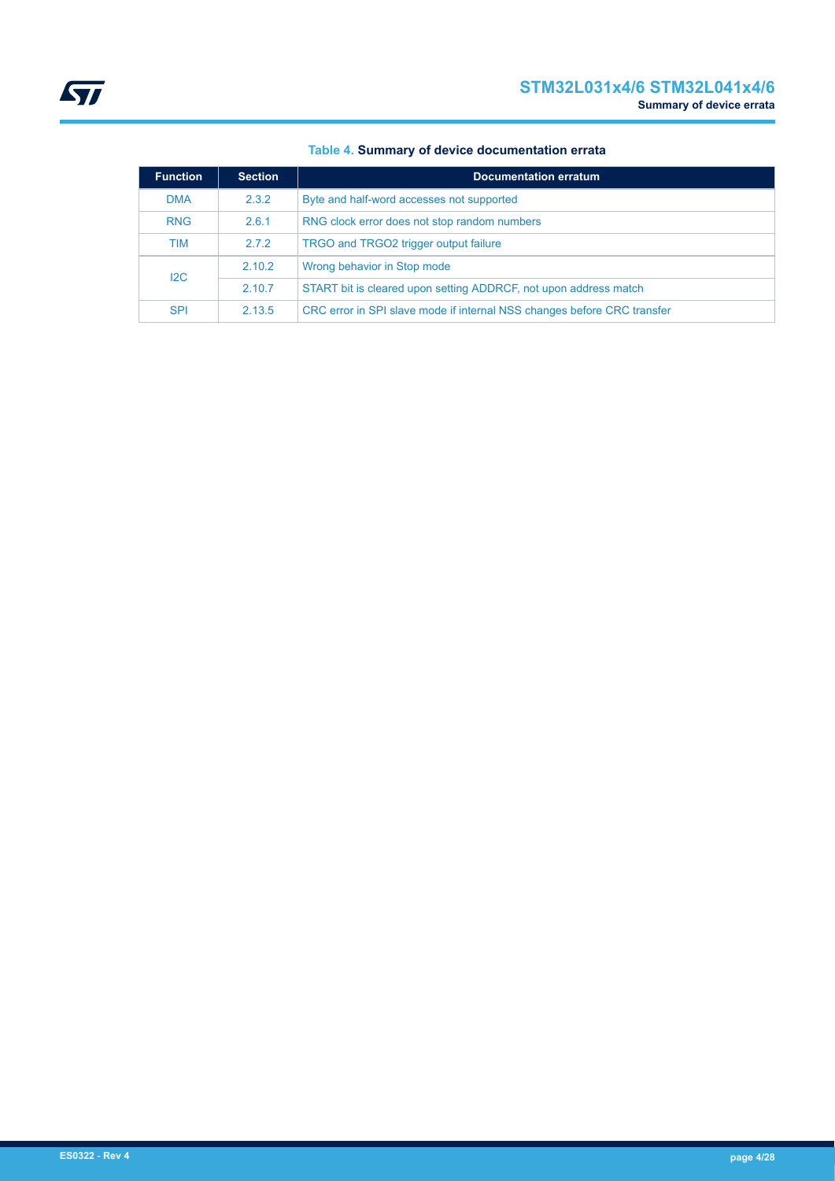**Table 4. Summary of device documentation errata**

| Function | Section | Documentation erratum |
|---|---|---|
| DMA | 2.3.2 | Byte and half-word accesses not supported |
| RNG | 2.6.1 | RNG clock error does not stop random numbers |
| TIM | 2.7.2 | TRGO and TRGO2 trigger output failure |
| I2C | 2.10.2 | Wrong behavior in Stop mode |
| | 2.10.7 | START bit is cleared upon setting ADDRCF, not upon address match |
| SPI | 2.13.5 | CRC error in SPI slave mode if internal NSS changes before CRC transfer |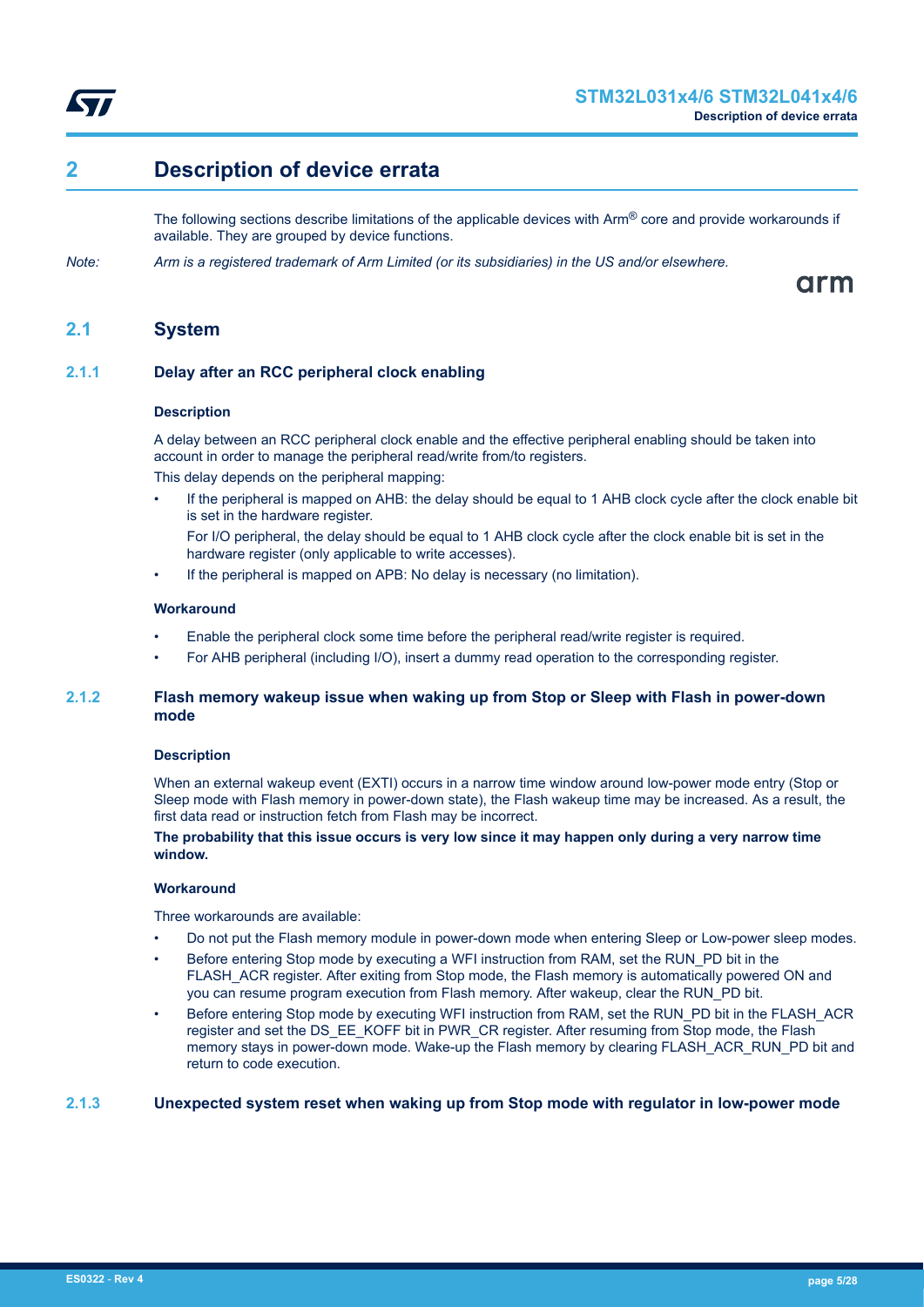# 2 Description of device errata

The following sections describe limitations of the applicable devices with Arm® core and provide workarounds if available. They are grouped by device functions.

*Note: Arm is a registered trademark of Arm Limited (or its subsidiaries) in the US and/or elsewhere.*

## 2.1 System

### 2.1.1 Delay after an RCC peripheral clock enabling

**Description**

A delay between an RCC peripheral clock enable and the effective peripheral enabling should be taken into account in order to manage the peripheral read/write from/to registers.

This delay depends on the peripheral mapping:

- If the peripheral is mapped on AHB: the delay should be equal to 1 AHB clock cycle after the clock enable bit is set in the hardware register.

  For I/O peripheral, the delay should be equal to 1 AHB clock cycle after the clock enable bit is set in the hardware register (only applicable to write accesses).
- If the peripheral is mapped on APB: No delay is necessary (no limitation).

**Workaround**

- Enable the peripheral clock some time before the peripheral read/write register is required.
- For AHB peripheral (including I/O), insert a dummy read operation to the corresponding register.

### 2.1.2 Flash memory wakeup issue when waking up from Stop or Sleep with Flash in power-down mode

**Description**

When an external wakeup event (EXTI) occurs in a narrow time window around low-power mode entry (Stop or Sleep mode with Flash memory in power-down state), the Flash wakeup time may be increased. As a result, the first data read or instruction fetch from Flash may be incorrect.

**The probability that this issue occurs is very low since it may happen only during a very narrow time window.**

**Workaround**

Three workarounds are available:

- Do not put the Flash memory module in power-down mode when entering Sleep or Low-power sleep modes.
- Before entering Stop mode by executing a WFI instruction from RAM, set the RUN_PD bit in the FLASH_ACR register. After exiting from Stop mode, the Flash memory is automatically powered ON and you can resume program execution from Flash memory. After wakeup, clear the RUN_PD bit.
- Before entering Stop mode by executing WFI instruction from RAM, set the RUN_PD bit in the FLASH_ACR register and set the DS_EE_KOFF bit in PWR_CR register. After resuming from Stop mode, the Flash memory stays in power-down mode. Wake-up the Flash memory by clearing FLASH_ACR_RUN_PD bit and return to code execution.

### 2.1.3 Unexpected system reset when waking up from Stop mode with regulator in low-power mode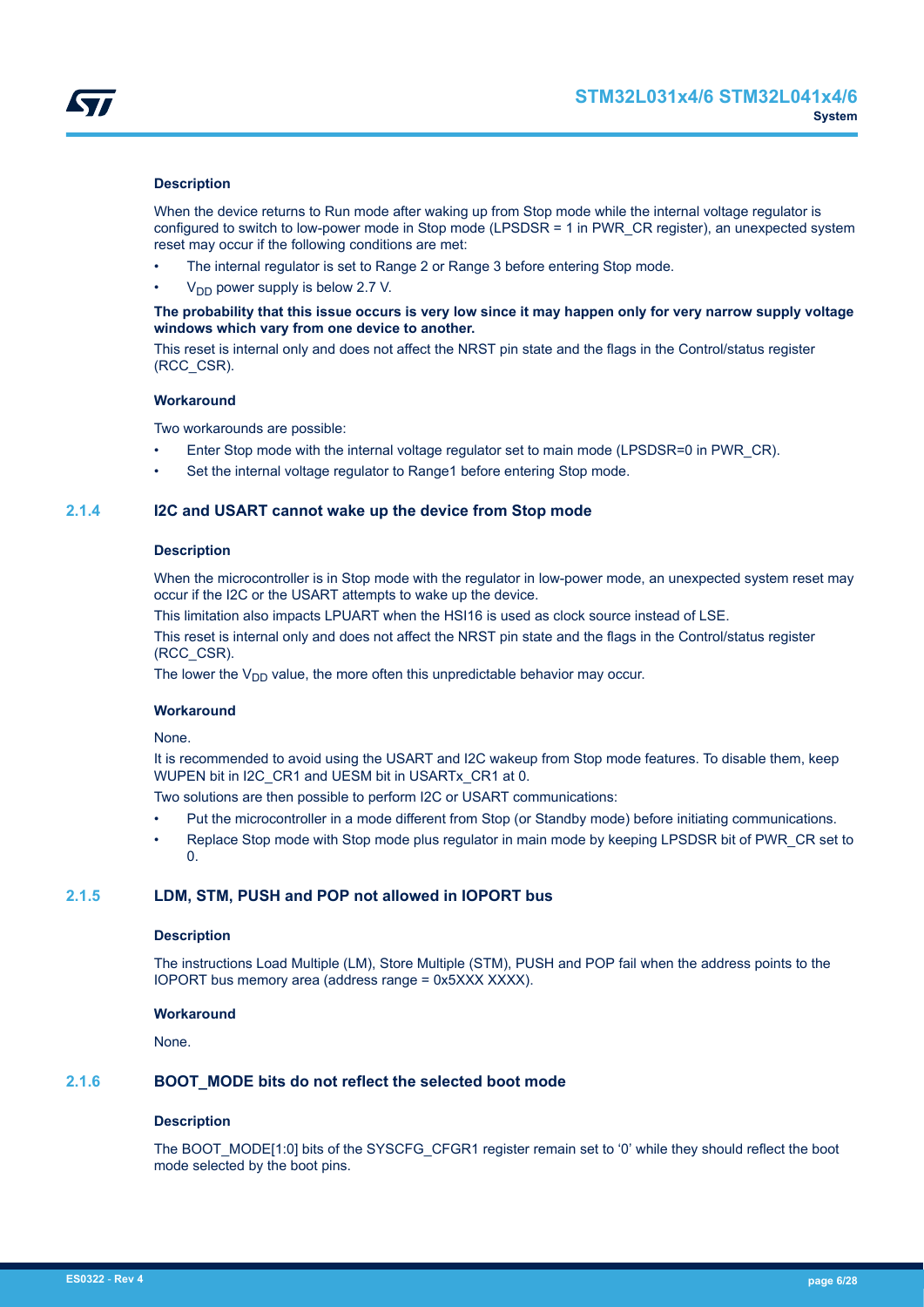#### Description

When the device returns to Run mode after waking up from Stop mode while the internal voltage regulator is configured to switch to low-power mode in Stop mode (LPSDSR = 1 in PWR_CR register), an unexpected system reset may occur if the following conditions are met:

- The internal regulator is set to Range 2 or Range 3 before entering Stop mode.
- $V_{DD}$ power supply is below 2.7 V.

**The probability that this issue occurs is very low since it may happen only for very narrow supply voltage windows which vary from one device to another.**

This reset is internal only and does not affect the NRST pin state and the flags in the Control/status register (RCC_CSR).

#### Workaround

Two workarounds are possible:

- Enter Stop mode with the internal voltage regulator set to main mode (LPSDSR=0 in PWR_CR).
- Set the internal voltage regulator to Range1 before entering Stop mode.

### 2.1.4 I2C and USART cannot wake up the device from Stop mode

#### Description

When the microcontroller is in Stop mode with the regulator in low-power mode, an unexpected system reset may occur if the I2C or the USART attempts to wake up the device.

This limitation also impacts LPUART when the HSI16 is used as clock source instead of LSE.

This reset is internal only and does not affect the NRST pin state and the flags in the Control/status register (RCC_CSR).

The lower the $V_{DD}$ value, the more often this unpredictable behavior may occur.

#### Workaround

None.

It is recommended to avoid using the USART and I2C wakeup from Stop mode features. To disable them, keep WUPEN bit in I2C_CR1 and UESM bit in USARTx_CR1 at 0.

Two solutions are then possible to perform I2C or USART communications:

- Put the microcontroller in a mode different from Stop (or Standby mode) before initiating communications.
- Replace Stop mode with Stop mode plus regulator in main mode by keeping LPSDSR bit of PWR_CR set to 0.

### 2.1.5 LDM, STM, PUSH and POP not allowed in IOPORT bus

#### Description

The instructions Load Multiple (LM), Store Multiple (STM), PUSH and POP fail when the address points to the IOPORT bus memory area (address range = 0x5XXX XXXX).

#### Workaround

None.

### 2.1.6 BOOT_MODE bits do not reflect the selected boot mode

#### Description

The BOOT_MODE[1:0] bits of the SYSCFG_CFGR1 register remain set to ‘0’ while they should reflect the boot mode selected by the boot pins.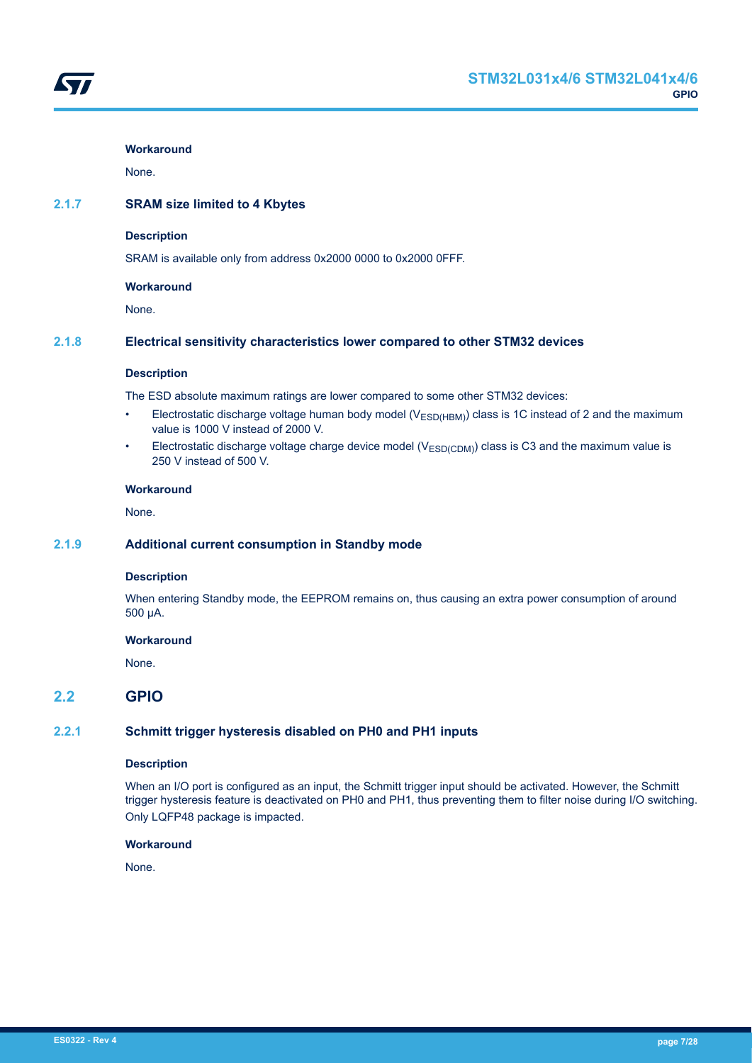#### Workaround

None.

### 2.1.7 SRAM size limited to 4 Kbytes

#### Description

SRAM is available only from address 0x2000 0000 to 0x2000 0FFF.

#### Workaround

None.

### 2.1.8 Electrical sensitivity characteristics lower compared to other STM32 devices

#### Description

The ESD absolute maximum ratings are lower compared to some other STM32 devices:

- Electrostatic discharge voltage human body model ($V_{ESD(HBM)}$) class is 1C instead of 2 and the maximum value is 1000 V instead of 2000 V.
- Electrostatic discharge voltage charge device model ($V_{ESD(CDM)}$) class is C3 and the maximum value is 250 V instead of 500 V.

#### Workaround

None.

### 2.1.9 Additional current consumption in Standby mode

#### Description

When entering Standby mode, the EEPROM remains on, thus causing an extra power consumption of around 500 µA.

#### Workaround

None.

## 2.2 GPIO

### 2.2.1 Schmitt trigger hysteresis disabled on PH0 and PH1 inputs

#### Description

When an I/O port is configured as an input, the Schmitt trigger input should be activated. However, the Schmitt trigger hysteresis feature is deactivated on PH0 and PH1, thus preventing them to filter noise during I/O switching.

Only LQFP48 package is impacted.

#### Workaround

None.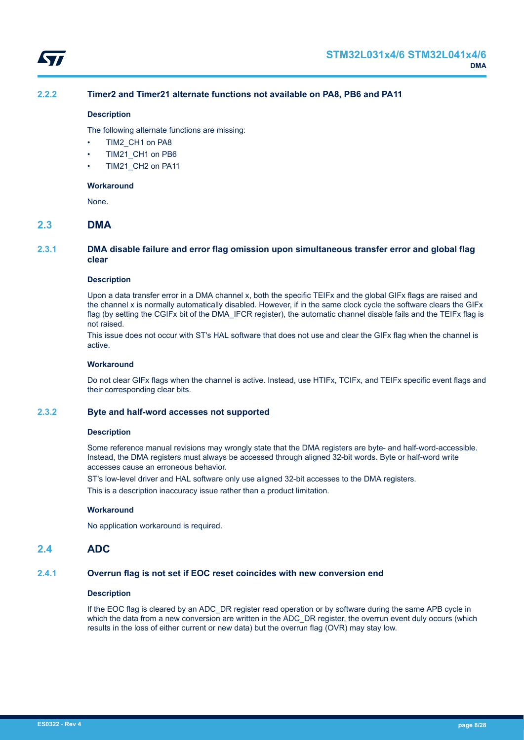### 2.2.2 Timer2 and Timer21 alternate functions not available on PA8, PB6 and PA11

#### Description

The following alternate functions are missing:

- TIM2_CH1 on PA8
- TIM21_CH1 on PB6
- TIM21_CH2 on PA11

#### Workaround

None.

## 2.3 DMA

### 2.3.1 DMA disable failure and error flag omission upon simultaneous transfer error and global flag clear

#### Description

Upon a data transfer error in a DMA channel x, both the specific TEIFx and the global GIFx flags are raised and the channel x is normally automatically disabled. However, if in the same clock cycle the software clears the GIFx flag (by setting the CGIFx bit of the DMA_IFCR register), the automatic channel disable fails and the TEIFx flag is not raised.

This issue does not occur with ST's HAL software that does not use and clear the GIFx flag when the channel is active.

#### Workaround

Do not clear GIFx flags when the channel is active. Instead, use HTIFx, TCIFx, and TEIFx specific event flags and their corresponding clear bits.

### 2.3.2 Byte and half-word accesses not supported

#### Description

Some reference manual revisions may wrongly state that the DMA registers are byte- and half-word-accessible. Instead, the DMA registers must always be accessed through aligned 32-bit words. Byte or half-word write accesses cause an erroneous behavior.

ST's low-level driver and HAL software only use aligned 32-bit accesses to the DMA registers.

This is a description inaccuracy issue rather than a product limitation.

#### Workaround

No application workaround is required.

## 2.4 ADC

### 2.4.1 Overrun flag is not set if EOC reset coincides with new conversion end

#### Description

If the EOC flag is cleared by an ADC_DR register read operation or by software during the same APB cycle in which the data from a new conversion are written in the ADC_DR register, the overrun event duly occurs (which results in the loss of either current or new data) but the overrun flag (OVR) may stay low.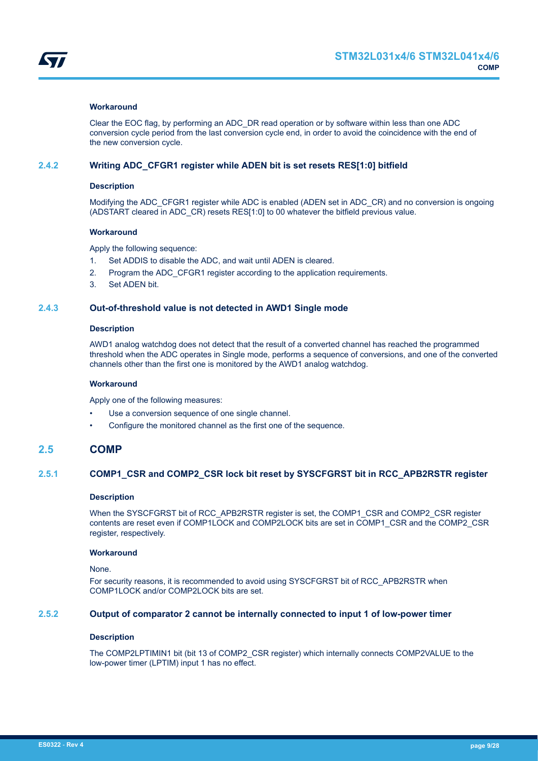#### Workaround

Clear the EOC flag, by performing an ADC_DR read operation or by software within less than one ADC conversion cycle period from the last conversion cycle end, in order to avoid the coincidence with the end of the new conversion cycle.

### 2.4.2 Writing ADC_CFGR1 register while ADEN bit is set resets RES[1:0] bitfield

#### Description

Modifying the ADC_CFGR1 register while ADC is enabled (ADEN set in ADC_CR) and no conversion is ongoing (ADSTART cleared in ADC_CR) resets RES[1:0] to 00 whatever the bitfield previous value.

#### Workaround

Apply the following sequence:

1. Set ADDIS to disable the ADC, and wait until ADEN is cleared.
2. Program the ADC_CFGR1 register according to the application requirements.
3. Set ADEN bit.

### 2.4.3 Out-of-threshold value is not detected in AWD1 Single mode

#### Description

AWD1 analog watchdog does not detect that the result of a converted channel has reached the programmed threshold when the ADC operates in Single mode, performs a sequence of conversions, and one of the converted channels other than the first one is monitored by the AWD1 analog watchdog.

#### Workaround

Apply one of the following measures:

- Use a conversion sequence of one single channel.
- Configure the monitored channel as the first one of the sequence.

## 2.5 COMP

### 2.5.1 COMP1_CSR and COMP2_CSR lock bit reset by SYSCFGRST bit in RCC_APB2RSTR register

#### Description

When the SYSCFGRST bit of RCC_APB2RSTR register is set, the COMP1_CSR and COMP2_CSR register contents are reset even if COMP1LOCK and COMP2LOCK bits are set in COMP1_CSR and the COMP2_CSR register, respectively.

#### Workaround

None.

For security reasons, it is recommended to avoid using SYSCFGRST bit of RCC_APB2RSTR when COMP1LOCK and/or COMP2LOCK bits are set.

### 2.5.2 Output of comparator 2 cannot be internally connected to input 1 of low-power timer

#### Description

The COMP2LPTIMIN1 bit (bit 13 of COMP2_CSR register) which internally connects COMP2VALUE to the low-power timer (LPTIM) input 1 has no effect.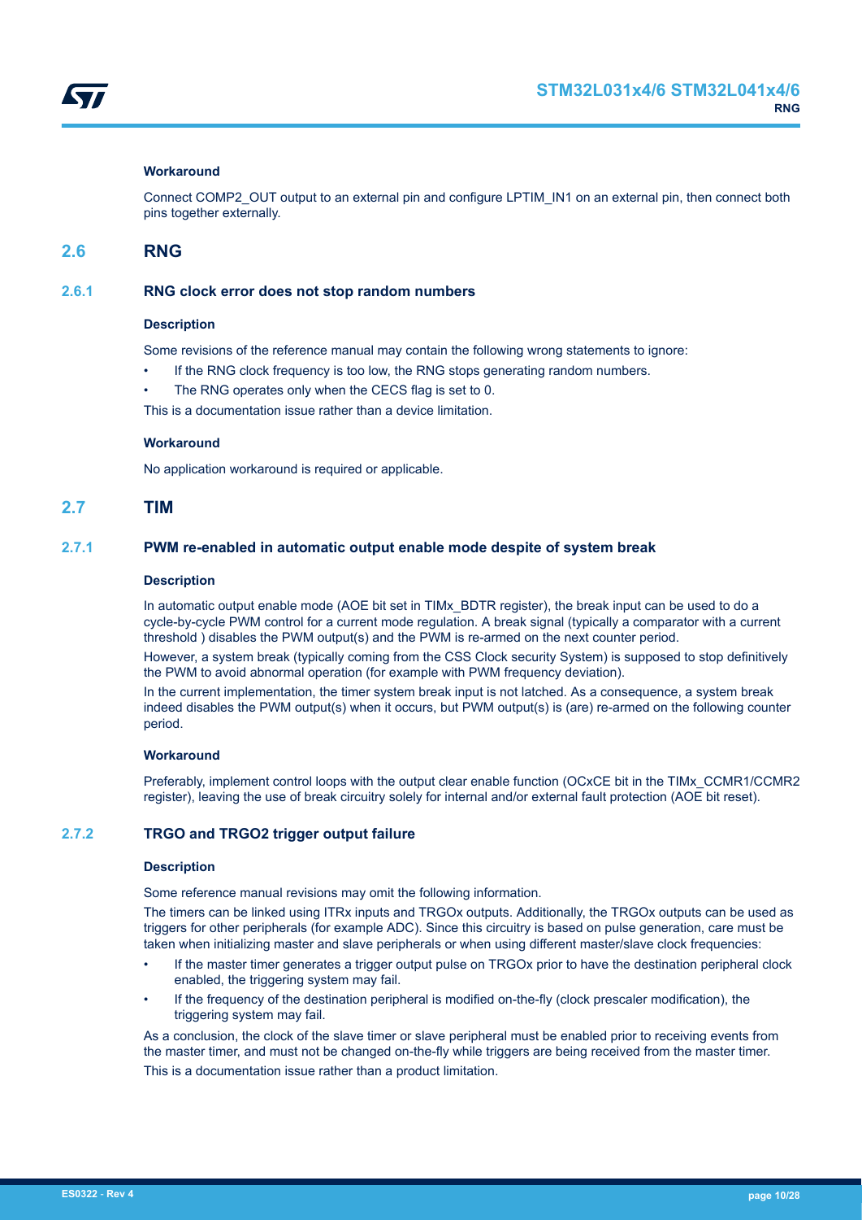**Workaround**

Connect COMP2_OUT output to an external pin and configure LPTIM_IN1 on an external pin, then connect both pins together externally.

## 2.6 RNG

### 2.6.1 RNG clock error does not stop random numbers

**Description**

Some revisions of the reference manual may contain the following wrong statements to ignore:

- If the RNG clock frequency is too low, the RNG stops generating random numbers.
- The RNG operates only when the CECS flag is set to 0.

This is a documentation issue rather than a device limitation.

**Workaround**

No application workaround is required or applicable.

## 2.7 TIM

### 2.7.1 PWM re-enabled in automatic output enable mode despite of system break

**Description**

In automatic output enable mode (AOE bit set in TIMx_BDTR register), the break input can be used to do a cycle-by-cycle PWM control for a current mode regulation. A break signal (typically a comparator with a current threshold ) disables the PWM output(s) and the PWM is re-armed on the next counter period.

However, a system break (typically coming from the CSS Clock security System) is supposed to stop definitively the PWM to avoid abnormal operation (for example with PWM frequency deviation).

In the current implementation, the timer system break input is not latched. As a consequence, a system break indeed disables the PWM output(s) when it occurs, but PWM output(s) is (are) re-armed on the following counter period.

**Workaround**

Preferably, implement control loops with the output clear enable function (OCxCE bit in the TIMx_CCMR1/CCMR2 register), leaving the use of break circuitry solely for internal and/or external fault protection (AOE bit reset).

### 2.7.2 TRGO and TRGO2 trigger output failure

**Description**

Some reference manual revisions may omit the following information.

The timers can be linked using ITRx inputs and TRGOx outputs. Additionally, the TRGOx outputs can be used as triggers for other peripherals (for example ADC). Since this circuitry is based on pulse generation, care must be taken when initializing master and slave peripherals or when using different master/slave clock frequencies:

- If the master timer generates a trigger output pulse on TRGOx prior to have the destination peripheral clock enabled, the triggering system may fail.
- If the frequency of the destination peripheral is modified on-the-fly (clock prescaler modification), the triggering system may fail.

As a conclusion, the clock of the slave timer or slave peripheral must be enabled prior to receiving events from the master timer, and must not be changed on-the-fly while triggers are being received from the master timer.

This is a documentation issue rather than a product limitation.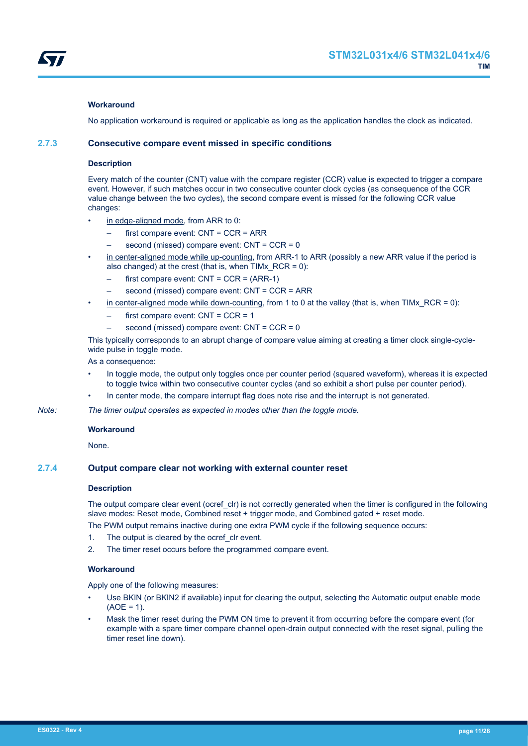#### Workaround

No application workaround is required or applicable as long as the application handles the clock as indicated.

### 2.7.3 Consecutive compare event missed in specific conditions

#### Description

Every match of the counter (CNT) value with the compare register (CCR) value is expected to trigger a compare event. However, if such matches occur in two consecutive counter clock cycles (as consequence of the CCR value change between the two cycles), the second compare event is missed for the following CCR value changes:

- in edge-aligned mode, from ARR to 0:
  - first compare event: CNT = CCR = ARR
  - second (missed) compare event: CNT = CCR = 0
- in center-aligned mode while up-counting, from ARR-1 to ARR (possibly a new ARR value if the period is also changed) at the crest (that is, when TIMx_RCR = 0):
  - first compare event: CNT = CCR = (ARR-1)
  - second (missed) compare event: CNT = CCR = ARR
- in center-aligned mode while down-counting, from 1 to 0 at the valley (that is, when TIMx_RCR = 0):
  - first compare event: CNT = CCR = 1
  - second (missed) compare event: CNT = CCR = 0

This typically corresponds to an abrupt change of compare value aiming at creating a timer clock single-cycle-wide pulse in toggle mode.

As a consequence:

- In toggle mode, the output only toggles once per counter period (squared waveform), whereas it is expected to toggle twice within two consecutive counter cycles (and so exhibit a short pulse per counter period).
- In center mode, the compare interrupt flag does note rise and the interrupt is not generated.

*Note: The timer output operates as expected in modes other than the toggle mode.*

#### Workaround

None.

### 2.7.4 Output compare clear not working with external counter reset

#### Description

The output compare clear event (ocref_clr) is not correctly generated when the timer is configured in the following slave modes: Reset mode, Combined reset + trigger mode, and Combined gated + reset mode.

The PWM output remains inactive during one extra PWM cycle if the following sequence occurs:

1. The output is cleared by the ocref_clr event.
2. The timer reset occurs before the programmed compare event.

#### Workaround

Apply one of the following measures:

- Use BKIN (or BKIN2 if available) input for clearing the output, selecting the Automatic output enable mode (AOE = 1).
- Mask the timer reset during the PWM ON time to prevent it from occurring before the compare event (for example with a spare timer compare channel open-drain output connected with the reset signal, pulling the timer reset line down).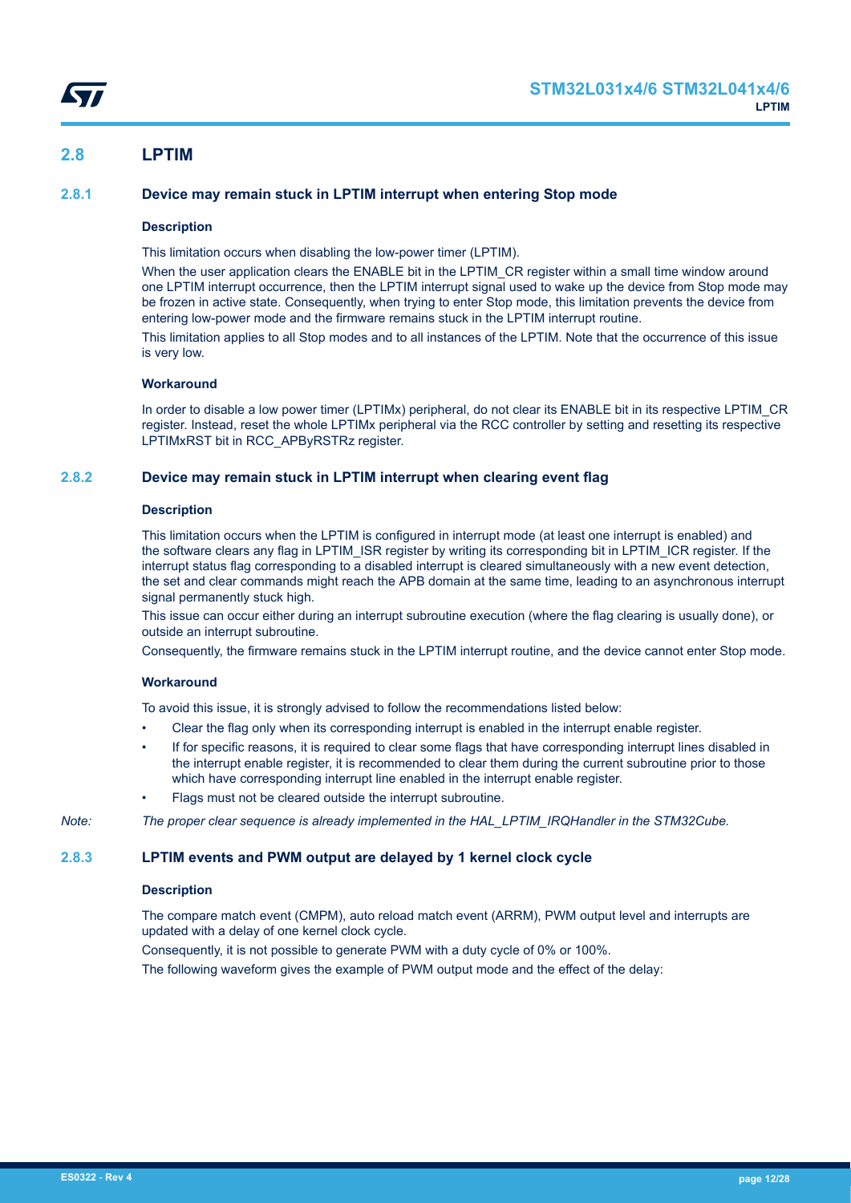## 2.8 LPTIM

### 2.8.1 Device may remain stuck in LPTIM interrupt when entering Stop mode

#### Description

This limitation occurs when disabling the low-power timer (LPTIM).

When the user application clears the ENABLE bit in the LPTIM_CR register within a small time window around one LPTIM interrupt occurrence, then the LPTIM interrupt signal used to wake up the device from Stop mode may be frozen in active state. Consequently, when trying to enter Stop mode, this limitation prevents the device from entering low-power mode and the firmware remains stuck in the LPTIM interrupt routine.

This limitation applies to all Stop modes and to all instances of the LPTIM. Note that the occurrence of this issue is very low.

#### Workaround

In order to disable a low power timer (LPTIMx) peripheral, do not clear its ENABLE bit in its respective LPTIM_CR register. Instead, reset the whole LPTIMx peripheral via the RCC controller by setting and resetting its respective LPTIMxRST bit in RCC_APByRSTRz register.

### 2.8.2 Device may remain stuck in LPTIM interrupt when clearing event flag

#### Description

This limitation occurs when the LPTIM is configured in interrupt mode (at least one interrupt is enabled) and the software clears any flag in LPTIM_ISR register by writing its corresponding bit in LPTIM_ICR register. If the interrupt status flag corresponding to a disabled interrupt is cleared simultaneously with a new event detection, the set and clear commands might reach the APB domain at the same time, leading to an asynchronous interrupt signal permanently stuck high.

This issue can occur either during an interrupt subroutine execution (where the flag clearing is usually done), or outside an interrupt subroutine.

Consequently, the firmware remains stuck in the LPTIM interrupt routine, and the device cannot enter Stop mode.

#### Workaround

To avoid this issue, it is strongly advised to follow the recommendations listed below:

- Clear the flag only when its corresponding interrupt is enabled in the interrupt enable register.
- If for specific reasons, it is required to clear some flags that have corresponding interrupt lines disabled in the interrupt enable register, it is recommended to clear them during the current subroutine prior to those which have corresponding interrupt line enabled in the interrupt enable register.
- Flags must not be cleared outside the interrupt subroutine.

*Note: The proper clear sequence is already implemented in the HAL_LPTIM_IRQHandler in the STM32Cube.*

### 2.8.3 LPTIM events and PWM output are delayed by 1 kernel clock cycle

#### Description

The compare match event (CMPM), auto reload match event (ARRM), PWM output level and interrupts are updated with a delay of one kernel clock cycle.

Consequently, it is not possible to generate PWM with a duty cycle of 0% or 100%.

The following waveform gives the example of PWM output mode and the effect of the delay: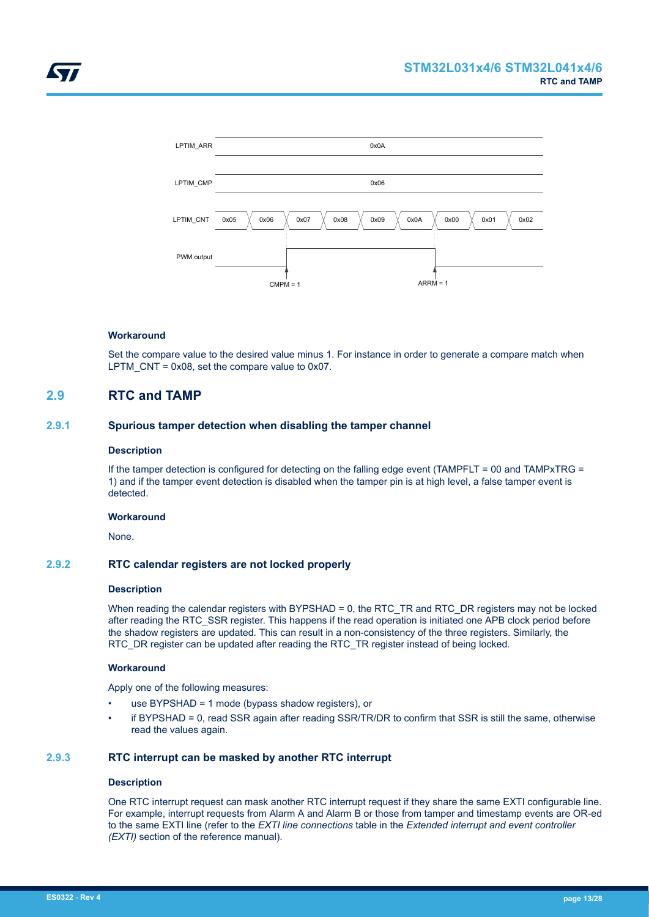**Workaround**

Set the compare value to the desired value minus 1. For instance in order to generate a compare match when LPTM_CNT = 0x08, set the compare value to 0x07.

## 2.9 RTC and TAMP

### 2.9.1 Spurious tamper detection when disabling the tamper channel

**Description**

If the tamper detection is configured for detecting on the falling edge event (TAMPFLT = 00 and TAMPxTRG = 1) and if the tamper event detection is disabled when the tamper pin is at high level, a false tamper event is detected.

**Workaround**

None.

### 2.9.2 RTC calendar registers are not locked properly

**Description**

When reading the calendar registers with BYPSHAD = 0, the RTC_TR and RTC_DR registers may not be locked after reading the RTC_SSR register. This happens if the read operation is initiated one APB clock period before the shadow registers are updated. This can result in a non-consistency of the three registers. Similarly, the RTC_DR register can be updated after reading the RTC_TR register instead of being locked.

**Workaround**

Apply one of the following measures:

- use BYPSHAD = 1 mode (bypass shadow registers), or
- if BYPSHAD = 0, read SSR again after reading SSR/TR/DR to confirm that SSR is still the same, otherwise read the values again.

### 2.9.3 RTC interrupt can be masked by another RTC interrupt

**Description**

One RTC interrupt request can mask another RTC interrupt request if they share the same EXTI configurable line. For example, interrupt requests from Alarm A and Alarm B or those from tamper and timestamp events are OR-ed to the same EXTI line (refer to the *EXTI line connections* table in the *Extended interrupt and event controller (EXTI)* section of the reference manual).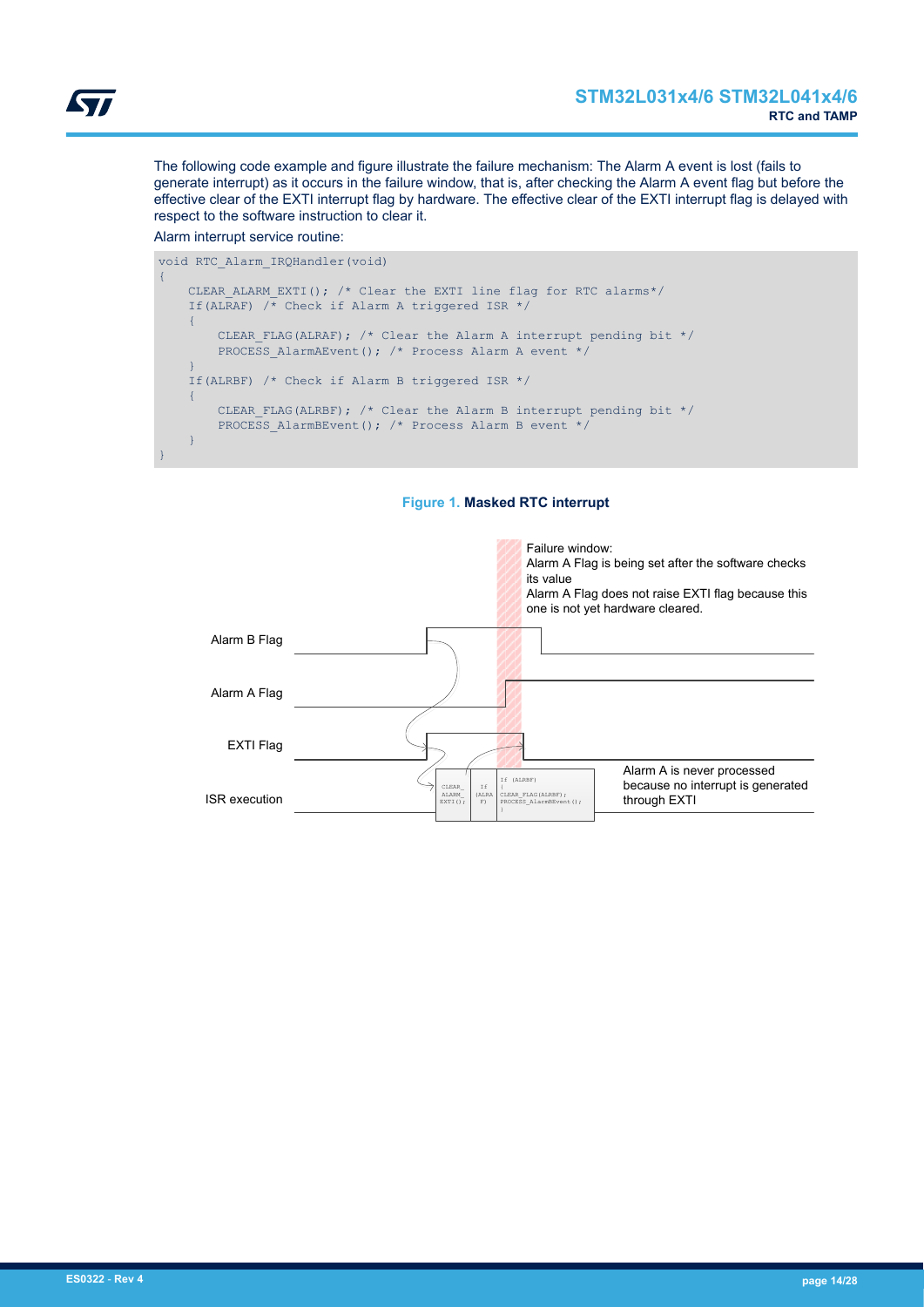The following code example and figure illustrate the failure mechanism: The Alarm A event is lost (fails to generate interrupt) as it occurs in the failure window, that is, after checking the Alarm A event flag but before the effective clear of the EXTI interrupt flag by hardware. The effective clear of the EXTI interrupt flag is delayed with respect to the software instruction to clear it.

Alarm interrupt service routine:

```
void RTC_Alarm_IRQHandler(void)
{
    CLEAR_ALARM_EXTI(); /* Clear the EXTI line flag for RTC alarms*/
    If(ALRAF) /* Check if Alarm A triggered ISR */
    {
        CLEAR_FLAG(ALRAF); /* Clear the Alarm A interrupt pending bit */
        PROCESS_AlarmAEvent(); /* Process Alarm A event */
    }
    If(ALRBF) /* Check if Alarm B triggered ISR */
    {
        CLEAR_FLAG(ALRBF); /* Clear the Alarm B interrupt pending bit */
        PROCESS_AlarmBEvent(); /* Process Alarm B event */
    }
}
```

**Figure 1. Masked RTC interrupt**

Failure window:
Alarm A Flag is being set after the software checks its value
Alarm A Flag does not raise EXTI flag because this one is not yet hardware cleared.

Alarm B Flag

Alarm A Flag

EXTI Flag

ISR execution

CLEAR_ ALARM_ EXTI();

If (ALRAF)

If (ALRBF) { CLEAR_FLAG(ALRBF); PROCESS_AlarmBEvent(); }

Alarm A is never processed because no interrupt is generated through EXTI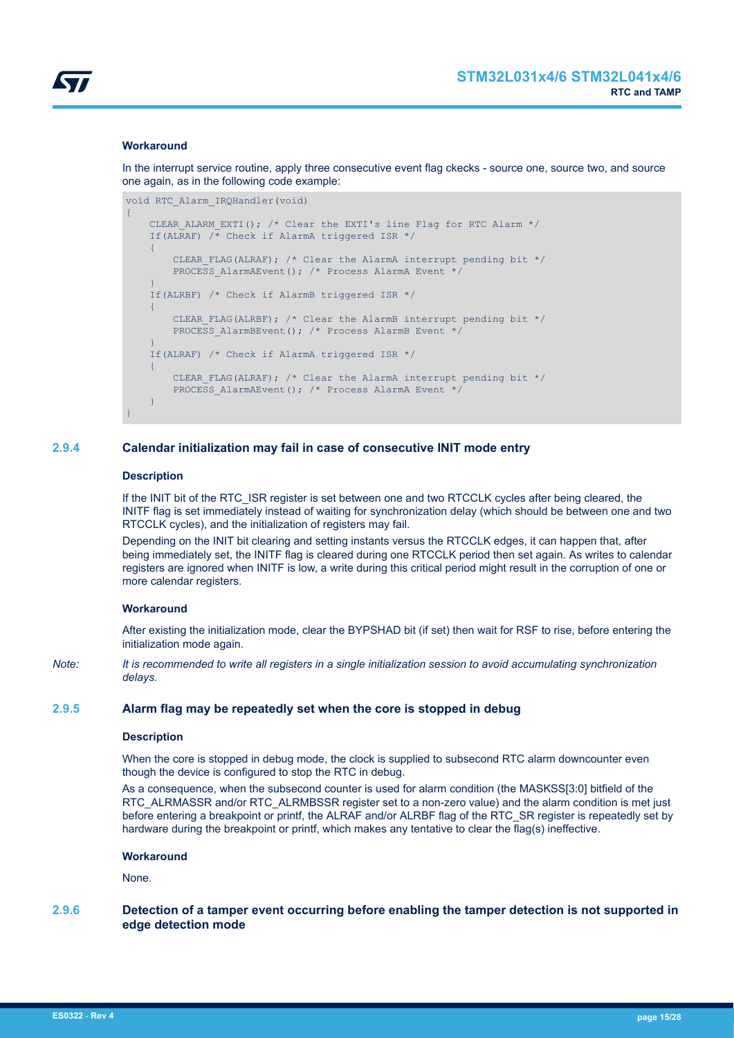#### Workaround

In the interrupt service routine, apply three consecutive event flag ckecks - source one, source two, and source one again, as in the following code example:

```
void RTC_Alarm_IRQHandler(void)
{
    CLEAR_ALARM_EXTI(); /* Clear the EXTI's line Flag for RTC Alarm */
    If(ALRAF) /* Check if AlarmA triggered ISR */
    {
        CLEAR_FLAG(ALRAF); /* Clear the AlarmA interrupt pending bit */
        PROCESS_AlarmAEvent(); /* Process AlarmA Event */
    }
    If(ALRBF) /* Check if AlarmB triggered ISR */
    {
        CLEAR_FLAG(ALRBF); /* Clear the AlarmB interrupt pending bit */
        PROCESS_AlarmBEvent(); /* Process AlarmB Event */
    }
    If(ALRAF) /* Check if AlarmA triggered ISR */
    {
        CLEAR_FLAG(ALRAF); /* Clear the AlarmA interrupt pending bit */
        PROCESS_AlarmAEvent(); /* Process AlarmA Event */
    }
}
```

### 2.9.4 Calendar initialization may fail in case of consecutive INIT mode entry

#### Description

If the INIT bit of the RTC_ISR register is set between one and two RTCCLK cycles after being cleared, the INITF flag is set immediately instead of waiting for synchronization delay (which should be between one and two RTCCLK cycles), and the initialization of registers may fail.

Depending on the INIT bit clearing and setting instants versus the RTCCLK edges, it can happen that, after being immediately set, the INITF flag is cleared during one RTCCLK period then set again. As writes to calendar registers are ignored when INITF is low, a write during this critical period might result in the corruption of one or more calendar registers.

#### Workaround

After existing the initialization mode, clear the BYPSHAD bit (if set) then wait for RSF to rise, before entering the initialization mode again.

*Note: It is recommended to write all registers in a single initialization session to avoid accumulating synchronization delays.*

### 2.9.5 Alarm flag may be repeatedly set when the core is stopped in debug

#### Description

When the core is stopped in debug mode, the clock is supplied to subsecond RTC alarm downcounter even though the device is configured to stop the RTC in debug.

As a consequence, when the subsecond counter is used for alarm condition (the MASKSS[3:0] bitfield of the RTC_ALRMASSR and/or RTC_ALRMBSSR register set to a non-zero value) and the alarm condition is met just before entering a breakpoint or printf, the ALRAF and/or ALRBF flag of the RTC_SR register is repeatedly set by hardware during the breakpoint or printf, which makes any tentative to clear the flag(s) ineffective.

#### Workaround

None.

### 2.9.6 Detection of a tamper event occurring before enabling the tamper detection is not supported in edge detection mode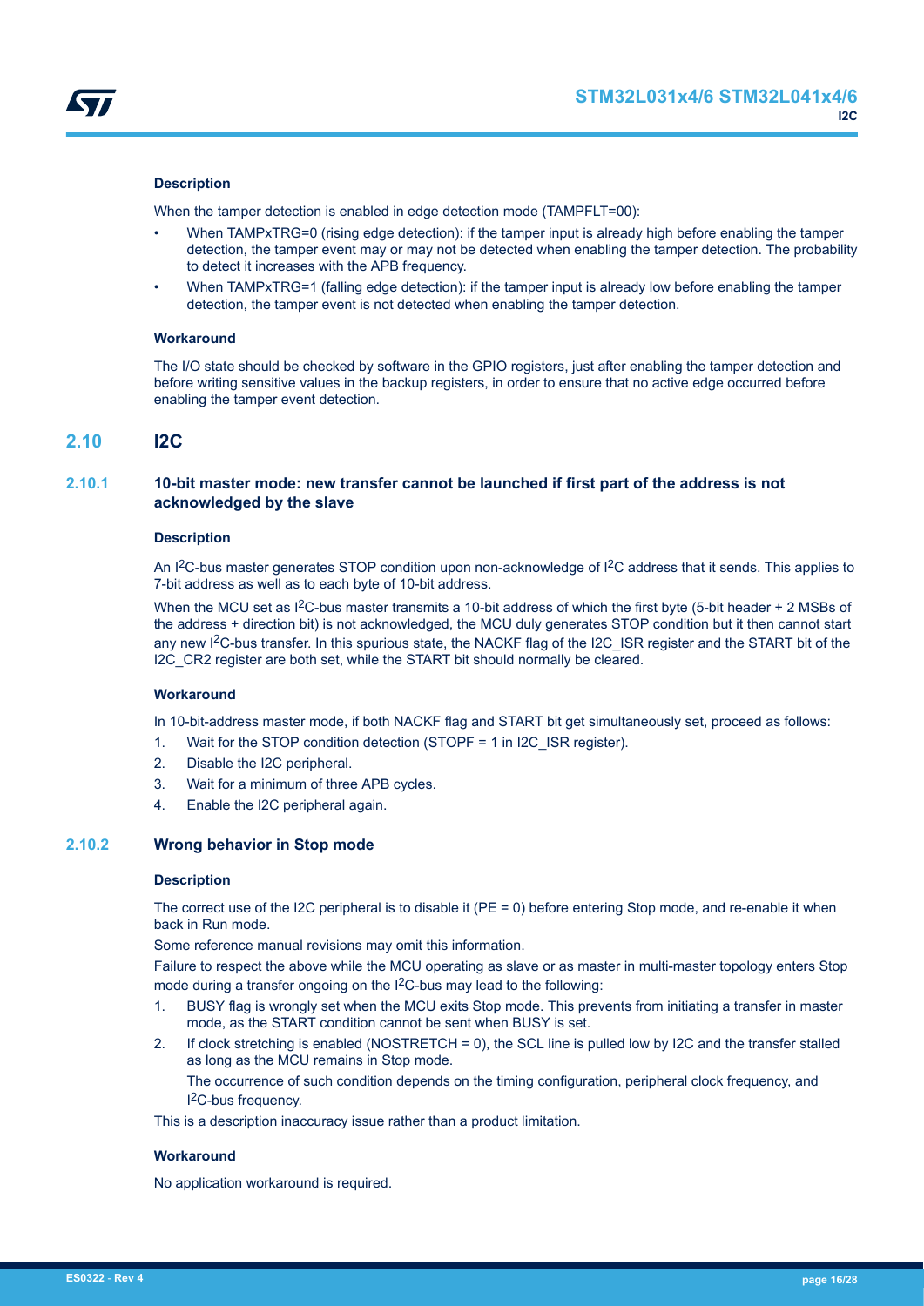**Description**

When the tamper detection is enabled in edge detection mode (TAMPFLT=00):

- When TAMPxTRG=0 (rising edge detection): if the tamper input is already high before enabling the tamper detection, the tamper event may or may not be detected when enabling the tamper detection. The probability to detect it increases with the APB frequency.
- When TAMPxTRG=1 (falling edge detection): if the tamper input is already low before enabling the tamper detection, the tamper event is not detected when enabling the tamper detection.

**Workaround**

The I/O state should be checked by software in the GPIO registers, just after enabling the tamper detection and before writing sensitive values in the backup registers, in order to ensure that no active edge occurred before enabling the tamper event detection.

## 2.10 I2C

### 2.10.1 10-bit master mode: new transfer cannot be launched if first part of the address is not acknowledged by the slave

**Description**

An $I^2C$-bus master generates STOP condition upon non-acknowledge of $I^2C$ address that it sends. This applies to 7-bit address as well as to each byte of 10-bit address.

When the MCU set as $I^2C$-bus master transmits a 10-bit address of which the first byte (5-bit header + 2 MSBs of the address + direction bit) is not acknowledged, the MCU duly generates STOP condition but it then cannot start any new $I^2C$-bus transfer. In this spurious state, the NACKF flag of the I2C_ISR register and the START bit of the I2C_CR2 register are both set, while the START bit should normally be cleared.

**Workaround**

In 10-bit-address master mode, if both NACKF flag and START bit get simultaneously set, proceed as follows:

1. Wait for the STOP condition detection (STOPF = 1 in I2C_ISR register).
2. Disable the I2C peripheral.
3. Wait for a minimum of three APB cycles.
4. Enable the I2C peripheral again.

### 2.10.2 Wrong behavior in Stop mode

**Description**

The correct use of the I2C peripheral is to disable it (PE = 0) before entering Stop mode, and re-enable it when back in Run mode.

Some reference manual revisions may omit this information.

Failure to respect the above while the MCU operating as slave or as master in multi-master topology enters Stop mode during a transfer ongoing on the $I^2C$-bus may lead to the following:

1. BUSY flag is wrongly set when the MCU exits Stop mode. This prevents from initiating a transfer in master mode, as the START condition cannot be sent when BUSY is set.
2. If clock stretching is enabled (NOSTRETCH = 0), the SCL line is pulled low by I2C and the transfer stalled as long as the MCU remains in Stop mode.

   The occurrence of such condition depends on the timing configuration, peripheral clock frequency, and $I^2C$-bus frequency.

This is a description inaccuracy issue rather than a product limitation.

**Workaround**

No application workaround is required.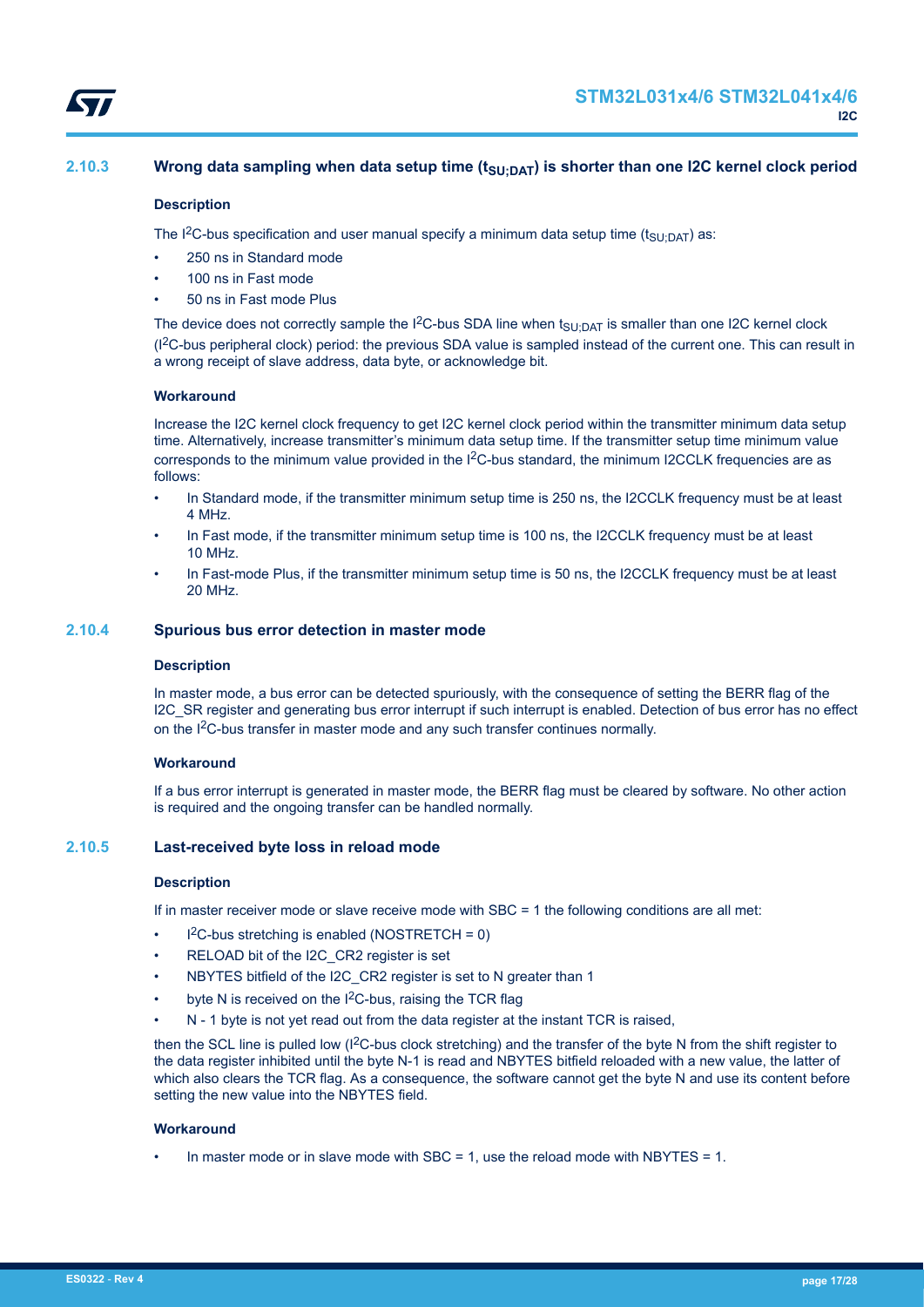### 2.10.3 Wrong data sampling when data setup time ($t_{SU;DAT}$) is shorter than one I2C kernel clock period

**Description**

The $I^2C$-bus specification and user manual specify a minimum data setup time ($t_{SU;DAT}$) as:

- 250 ns in Standard mode
- 100 ns in Fast mode
- 50 ns in Fast mode Plus

The device does not correctly sample the $I^2C$-bus SDA line when $t_{SU;DAT}$ is smaller than one I2C kernel clock ($I^2C$-bus peripheral clock) period: the previous SDA value is sampled instead of the current one. This can result in a wrong receipt of slave address, data byte, or acknowledge bit.

**Workaround**

Increase the I2C kernel clock frequency to get I2C kernel clock period within the transmitter minimum data setup time. Alternatively, increase transmitter's minimum data setup time. If the transmitter setup time minimum value corresponds to the minimum value provided in the $I^2C$-bus standard, the minimum I2CCLK frequencies are as follows:

- In Standard mode, if the transmitter minimum setup time is 250 ns, the I2CCLK frequency must be at least 4 MHz.
- In Fast mode, if the transmitter minimum setup time is 100 ns, the I2CCLK frequency must be at least 10 MHz.
- In Fast-mode Plus, if the transmitter minimum setup time is 50 ns, the I2CCLK frequency must be at least 20 MHz.

### 2.10.4 Spurious bus error detection in master mode

**Description**

In master mode, a bus error can be detected spuriously, with the consequence of setting the BERR flag of the I2C_SR register and generating bus error interrupt if such interrupt is enabled. Detection of bus error has no effect on the $I^2C$-bus transfer in master mode and any such transfer continues normally.

**Workaround**

If a bus error interrupt is generated in master mode, the BERR flag must be cleared by software. No other action is required and the ongoing transfer can be handled normally.

### 2.10.5 Last-received byte loss in reload mode

**Description**

If in master receiver mode or slave receive mode with SBC = 1 the following conditions are all met:

- $I^2C$-bus stretching is enabled (NOSTRETCH = 0)
- RELOAD bit of the I2C_CR2 register is set
- NBYTES bitfield of the I2C_CR2 register is set to N greater than 1
- byte N is received on the $I^2C$-bus, raising the TCR flag
- N - 1 byte is not yet read out from the data register at the instant TCR is raised,

then the SCL line is pulled low ($I^2C$-bus clock stretching) and the transfer of the byte N from the shift register to the data register inhibited until the byte N-1 is read and NBYTES bitfield reloaded with a new value, the latter of which also clears the TCR flag. As a consequence, the software cannot get the byte N and use its content before setting the new value into the NBYTES field.

**Workaround**

- In master mode or in slave mode with SBC = 1, use the reload mode with NBYTES = 1.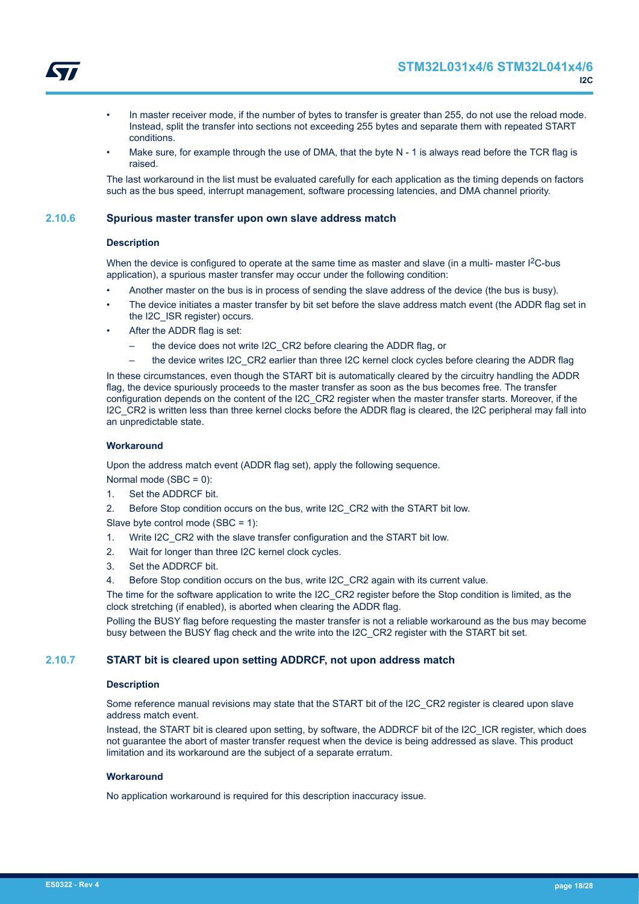- In master receiver mode, if the number of bytes to transfer is greater than 255, do not use the reload mode. Instead, split the transfer into sections not exceeding 255 bytes and separate them with repeated START conditions.
- Make sure, for example through the use of DMA, that the byte N - 1 is always read before the TCR flag is raised.

The last workaround in the list must be evaluated carefully for each application as the timing depends on factors such as the bus speed, interrupt management, software processing latencies, and DMA channel priority.

### 2.10.6 Spurious master transfer upon own slave address match

#### Description

When the device is configured to operate at the same time as master and slave (in a multi- master I²C-bus application), a spurious master transfer may occur under the following condition:

- Another master on the bus is in process of sending the slave address of the device (the bus is busy).
- The device initiates a master transfer by bit set before the slave address match event (the ADDR flag set in the I2C_ISR register) occurs.
- After the ADDR flag is set:
  - the device does not write I2C_CR2 before clearing the ADDR flag, or
  - the device writes I2C_CR2 earlier than three I2C kernel clock cycles before clearing the ADDR flag

In these circumstances, even though the START bit is automatically cleared by the circuitry handling the ADDR flag, the device spuriously proceeds to the master transfer as soon as the bus becomes free. The transfer configuration depends on the content of the I2C_CR2 register when the master transfer starts. Moreover, if the I2C_CR2 is written less than three kernel clocks before the ADDR flag is cleared, the I2C peripheral may fall into an unpredictable state.

#### Workaround

Upon the address match event (ADDR flag set), apply the following sequence.

Normal mode (SBC = 0):

1. Set the ADDRCF bit.
2. Before Stop condition occurs on the bus, write I2C_CR2 with the START bit low.

Slave byte control mode (SBC = 1):

1. Write I2C_CR2 with the slave transfer configuration and the START bit low.
2. Wait for longer than three I2C kernel clock cycles.
3. Set the ADDRCF bit.
4. Before Stop condition occurs on the bus, write I2C_CR2 again with its current value.

The time for the software application to write the I2C_CR2 register before the Stop condition is limited, as the clock stretching (if enabled), is aborted when clearing the ADDR flag.

Polling the BUSY flag before requesting the master transfer is not a reliable workaround as the bus may become busy between the BUSY flag check and the write into the I2C_CR2 register with the START bit set.

### 2.10.7 START bit is cleared upon setting ADDRCF, not upon address match

#### Description

Some reference manual revisions may state that the START bit of the I2C_CR2 register is cleared upon slave address match event.

Instead, the START bit is cleared upon setting, by software, the ADDRCF bit of the I2C_ICR register, which does not guarantee the abort of master transfer request when the device is being addressed as slave. This product limitation and its workaround are the subject of a separate erratum.

#### Workaround

No application workaround is required for this description inaccuracy issue.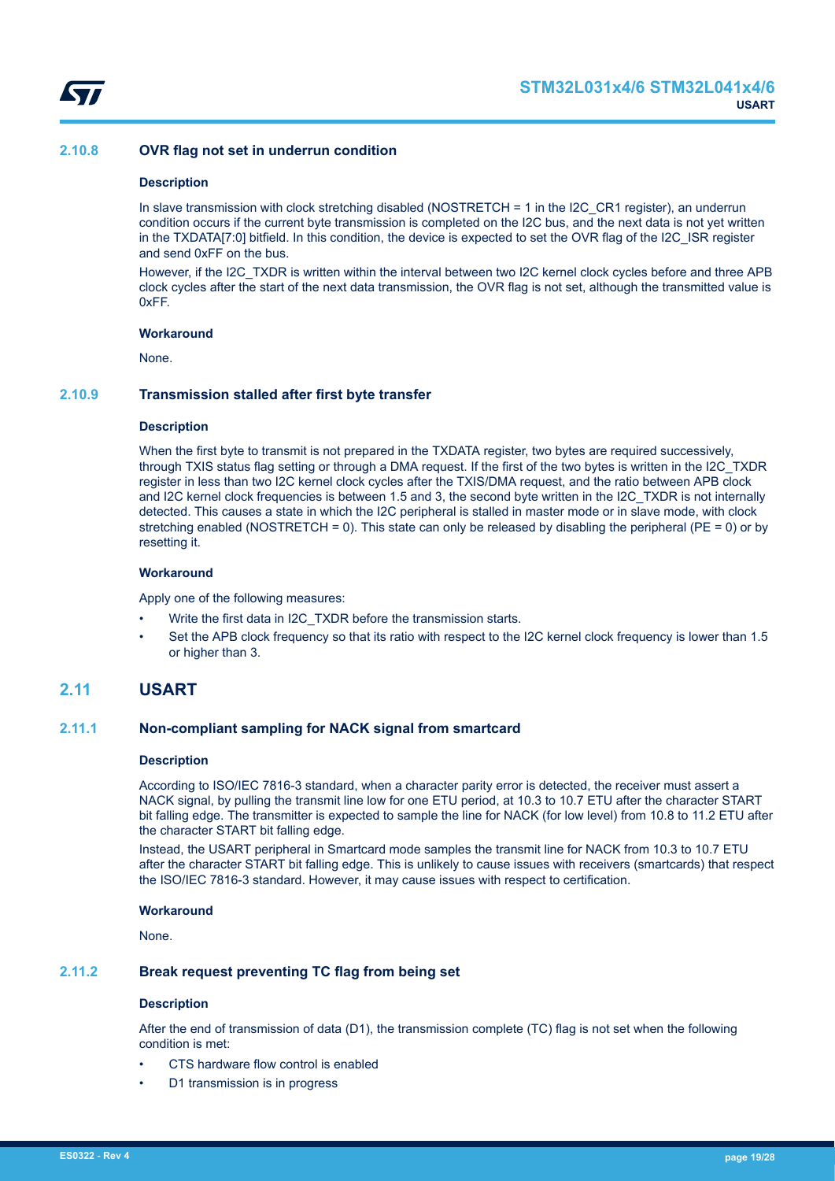### 2.10.8 OVR flag not set in underrun condition

#### Description

In slave transmission with clock stretching disabled (NOSTRETCH = 1 in the I2C_CR1 register), an underrun condition occurs if the current byte transmission is completed on the I2C bus, and the next data is not yet written in the TXDATA[7:0] bitfield. In this condition, the device is expected to set the OVR flag of the I2C_ISR register and send 0xFF on the bus.

However, if the I2C_TXDR is written within the interval between two I2C kernel clock cycles before and three APB clock cycles after the start of the next data transmission, the OVR flag is not set, although the transmitted value is 0xFF.

#### Workaround

None.

### 2.10.9 Transmission stalled after first byte transfer

#### Description

When the first byte to transmit is not prepared in the TXDATA register, two bytes are required successively, through TXIS status flag setting or through a DMA request. If the first of the two bytes is written in the I2C_TXDR register in less than two I2C kernel clock cycles after the TXIS/DMA request, and the ratio between APB clock and I2C kernel clock frequencies is between 1.5 and 3, the second byte written in the I2C_TXDR is not internally detected. This causes a state in which the I2C peripheral is stalled in master mode or in slave mode, with clock stretching enabled (NOSTRETCH = 0). This state can only be released by disabling the peripheral (PE = 0) or by resetting it.

#### Workaround

Apply one of the following measures:

- Write the first data in I2C_TXDR before the transmission starts.
- Set the APB clock frequency so that its ratio with respect to the I2C kernel clock frequency is lower than 1.5 or higher than 3.

## 2.11 USART

### 2.11.1 Non-compliant sampling for NACK signal from smartcard

#### Description

According to ISO/IEC 7816-3 standard, when a character parity error is detected, the receiver must assert a NACK signal, by pulling the transmit line low for one ETU period, at 10.3 to 10.7 ETU after the character START bit falling edge. The transmitter is expected to sample the line for NACK (for low level) from 10.8 to 11.2 ETU after the character START bit falling edge.

Instead, the USART peripheral in Smartcard mode samples the transmit line for NACK from 10.3 to 10.7 ETU after the character START bit falling edge. This is unlikely to cause issues with receivers (smartcards) that respect the ISO/IEC 7816-3 standard. However, it may cause issues with respect to certification.

#### Workaround

None.

### 2.11.2 Break request preventing TC flag from being set

#### Description

After the end of transmission of data (D1), the transmission complete (TC) flag is not set when the following condition is met:

- CTS hardware flow control is enabled
- D1 transmission is in progress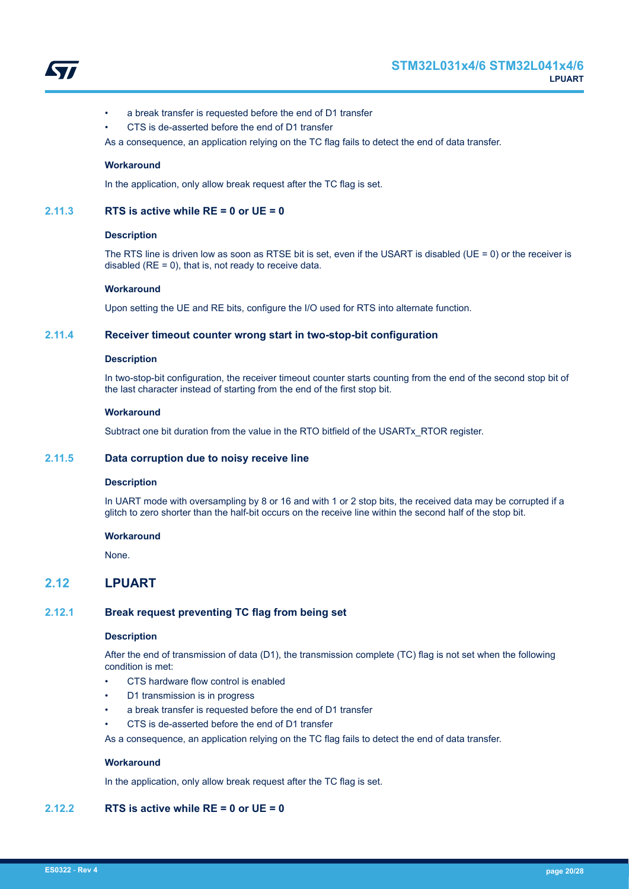- a break transfer is requested before the end of D1 transfer
- CTS is de-asserted before the end of D1 transfer

As a consequence, an application relying on the TC flag fails to detect the end of data transfer.

#### Workaround

In the application, only allow break request after the TC flag is set.

### 2.11.3 RTS is active while RE = 0 or UE = 0

#### Description

The RTS line is driven low as soon as RTSE bit is set, even if the USART is disabled (UE = 0) or the receiver is disabled (RE = 0), that is, not ready to receive data.

#### Workaround

Upon setting the UE and RE bits, configure the I/O used for RTS into alternate function.

### 2.11.4 Receiver timeout counter wrong start in two-stop-bit configuration

#### Description

In two-stop-bit configuration, the receiver timeout counter starts counting from the end of the second stop bit of the last character instead of starting from the end of the first stop bit.

#### Workaround

Subtract one bit duration from the value in the RTO bitfield of the USARTx_RTOR register.

### 2.11.5 Data corruption due to noisy receive line

#### Description

In UART mode with oversampling by 8 or 16 and with 1 or 2 stop bits, the received data may be corrupted if a glitch to zero shorter than the half-bit occurs on the receive line within the second half of the stop bit.

#### Workaround

None.

## 2.12 LPUART

### 2.12.1 Break request preventing TC flag from being set

#### Description

After the end of transmission of data (D1), the transmission complete (TC) flag is not set when the following condition is met:

- CTS hardware flow control is enabled
- D1 transmission is in progress
- a break transfer is requested before the end of D1 transfer
- CTS is de-asserted before the end of D1 transfer

As a consequence, an application relying on the TC flag fails to detect the end of data transfer.

#### Workaround

In the application, only allow break request after the TC flag is set.

### 2.12.2 RTS is active while RE = 0 or UE = 0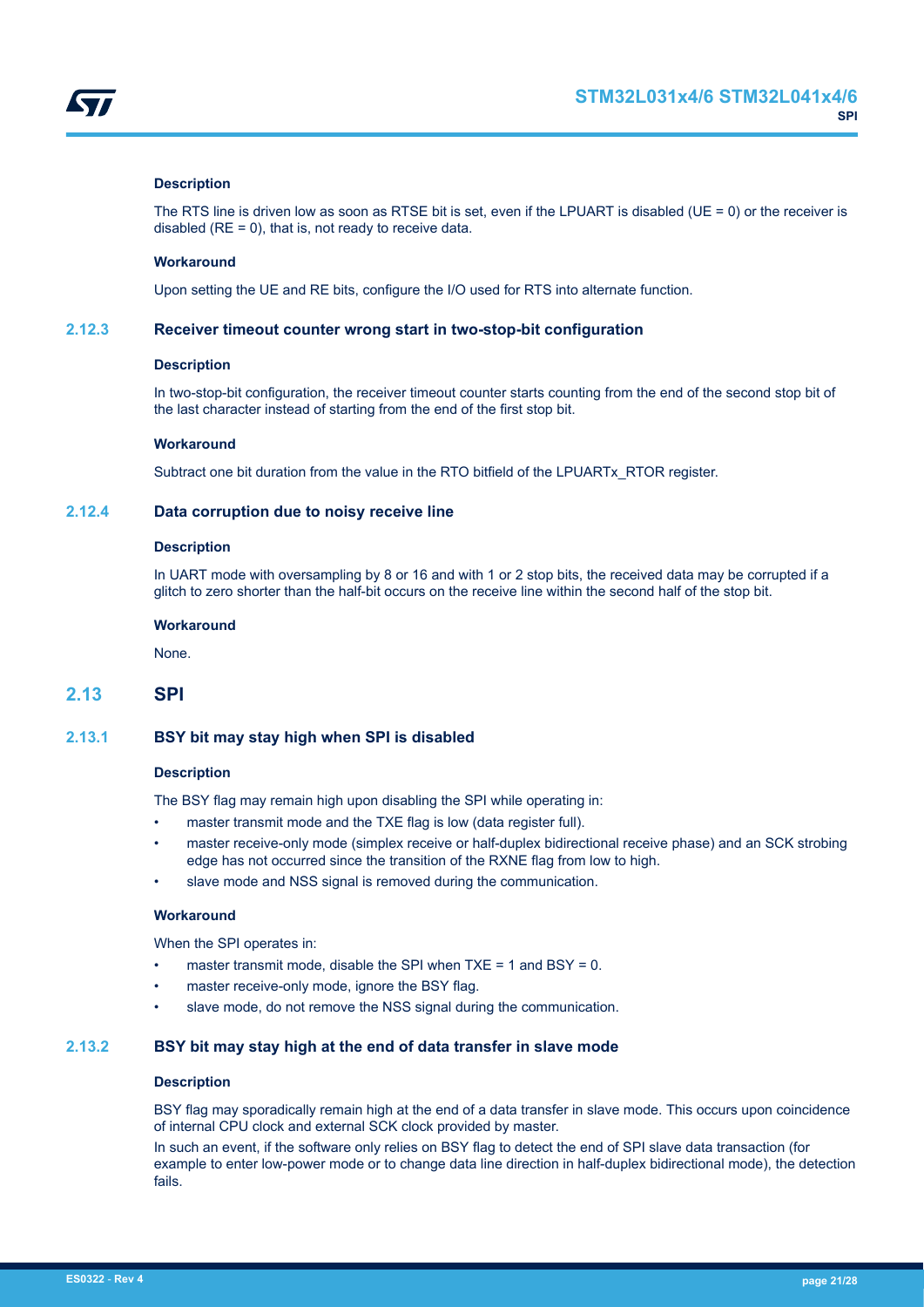#### Description

The RTS line is driven low as soon as RTSE bit is set, even if the LPUART is disabled (UE = 0) or the receiver is disabled (RE = 0), that is, not ready to receive data.

#### Workaround

Upon setting the UE and RE bits, configure the I/O used for RTS into alternate function.

### 2.12.3 Receiver timeout counter wrong start in two-stop-bit configuration

#### Description

In two-stop-bit configuration, the receiver timeout counter starts counting from the end of the second stop bit of the last character instead of starting from the end of the first stop bit.

#### Workaround

Subtract one bit duration from the value in the RTO bitfield of the LPUARTx_RTOR register.

### 2.12.4 Data corruption due to noisy receive line

#### Description

In UART mode with oversampling by 8 or 16 and with 1 or 2 stop bits, the received data may be corrupted if a glitch to zero shorter than the half-bit occurs on the receive line within the second half of the stop bit.

#### Workaround

None.

## 2.13 SPI

### 2.13.1 BSY bit may stay high when SPI is disabled

#### Description

The BSY flag may remain high upon disabling the SPI while operating in:

- master transmit mode and the TXE flag is low (data register full).
- master receive-only mode (simplex receive or half-duplex bidirectional receive phase) and an SCK strobing edge has not occurred since the transition of the RXNE flag from low to high.
- slave mode and NSS signal is removed during the communication.

#### Workaround

When the SPI operates in:

- master transmit mode, disable the SPI when TXE = 1 and BSY = 0.
- master receive-only mode, ignore the BSY flag.
- slave mode, do not remove the NSS signal during the communication.

### 2.13.2 BSY bit may stay high at the end of data transfer in slave mode

#### Description

BSY flag may sporadically remain high at the end of a data transfer in slave mode. This occurs upon coincidence of internal CPU clock and external SCK clock provided by master.

In such an event, if the software only relies on BSY flag to detect the end of SPI slave data transaction (for example to enter low-power mode or to change data line direction in half-duplex bidirectional mode), the detection fails.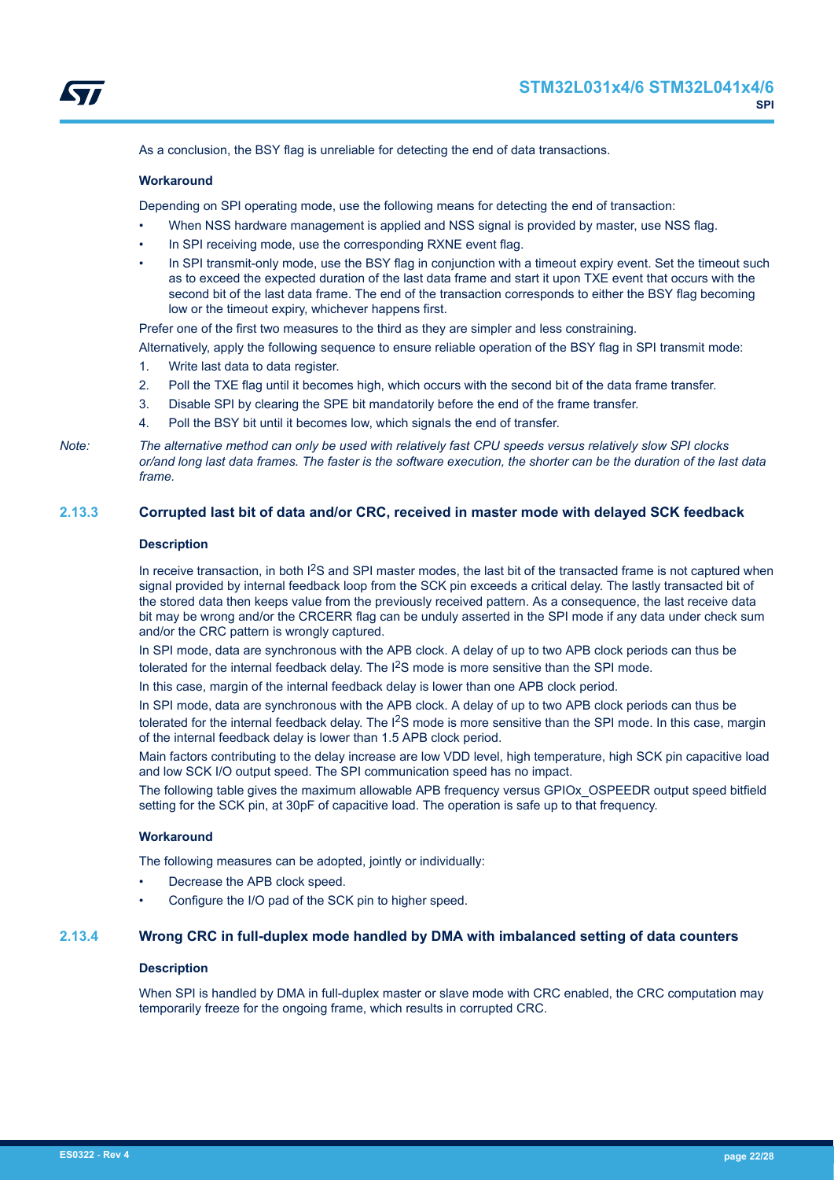As a conclusion, the BSY flag is unreliable for detecting the end of data transactions.

#### Workaround

Depending on SPI operating mode, use the following means for detecting the end of transaction:

- When NSS hardware management is applied and NSS signal is provided by master, use NSS flag.
- In SPI receiving mode, use the corresponding RXNE event flag.
- In SPI transmit-only mode, use the BSY flag in conjunction with a timeout expiry event. Set the timeout such as to exceed the expected duration of the last data frame and start it upon TXE event that occurs with the second bit of the last data frame. The end of the transaction corresponds to either the BSY flag becoming low or the timeout expiry, whichever happens first.

Prefer one of the first two measures to the third as they are simpler and less constraining.

Alternatively, apply the following sequence to ensure reliable operation of the BSY flag in SPI transmit mode:

1. Write last data to data register.
2. Poll the TXE flag until it becomes high, which occurs with the second bit of the data frame transfer.
3. Disable SPI by clearing the SPE bit mandatorily before the end of the frame transfer.
4. Poll the BSY bit until it becomes low, which signals the end of transfer.

*Note: The alternative method can only be used with relatively fast CPU speeds versus relatively slow SPI clocks or/and long last data frames. The faster is the software execution, the shorter can be the duration of the last data frame.*

### 2.13.3 Corrupted last bit of data and/or CRC, received in master mode with delayed SCK feedback

#### Description

In receive transaction, in both I²S and SPI master modes, the last bit of the transacted frame is not captured when signal provided by internal feedback loop from the SCK pin exceeds a critical delay. The lastly transacted bit of the stored data then keeps value from the previously received pattern. As a consequence, the last receive data bit may be wrong and/or the CRCERR flag can be unduly asserted in the SPI mode if any data under check sum and/or the CRC pattern is wrongly captured.

In SPI mode, data are synchronous with the APB clock. A delay of up to two APB clock periods can thus be tolerated for the internal feedback delay. The I²S mode is more sensitive than the SPI mode.

In this case, margin of the internal feedback delay is lower than one APB clock period.

In SPI mode, data are synchronous with the APB clock. A delay of up to two APB clock periods can thus be tolerated for the internal feedback delay. The I²S mode is more sensitive than the SPI mode. In this case, margin of the internal feedback delay is lower than 1.5 APB clock period.

Main factors contributing to the delay increase are low VDD level, high temperature, high SCK pin capacitive load and low SCK I/O output speed. The SPI communication speed has no impact.

The following table gives the maximum allowable APB frequency versus GPIOx_OSPEEDR output speed bitfield setting for the SCK pin, at 30pF of capacitive load. The operation is safe up to that frequency.

#### Workaround

The following measures can be adopted, jointly or individually:

- Decrease the APB clock speed.
- Configure the I/O pad of the SCK pin to higher speed.

### 2.13.4 Wrong CRC in full-duplex mode handled by DMA with imbalanced setting of data counters

#### Description

When SPI is handled by DMA in full-duplex master or slave mode with CRC enabled, the CRC computation may temporarily freeze for the ongoing frame, which results in corrupted CRC.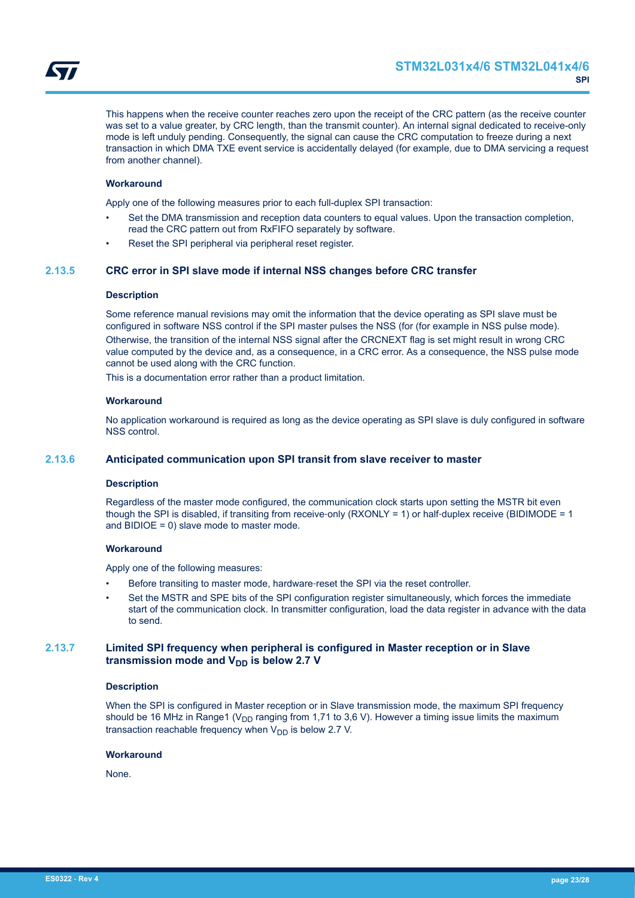This happens when the receive counter reaches zero upon the receipt of the CRC pattern (as the receive counter was set to a value greater, by CRC length, than the transmit counter). An internal signal dedicated to receive-only mode is left unduly pending. Consequently, the signal can cause the CRC computation to freeze during a next transaction in which DMA TXE event service is accidentally delayed (for example, due to DMA servicing a request from another channel).

#### Workaround

Apply one of the following measures prior to each full-duplex SPI transaction:

- Set the DMA transmission and reception data counters to equal values. Upon the transaction completion, read the CRC pattern out from RxFIFO separately by software.
- Reset the SPI peripheral via peripheral reset register.

### 2.13.5 CRC error in SPI slave mode if internal NSS changes before CRC transfer

#### Description

Some reference manual revisions may omit the information that the device operating as SPI slave must be configured in software NSS control if the SPI master pulses the NSS (for (for example in NSS pulse mode). Otherwise, the transition of the internal NSS signal after the CRCNEXT flag is set might result in wrong CRC value computed by the device and, as a consequence, in a CRC error. As a consequence, the NSS pulse mode cannot be used along with the CRC function.

This is a documentation error rather than a product limitation.

#### Workaround

No application workaround is required as long as the device operating as SPI slave is duly configured in software NSS control.

### 2.13.6 Anticipated communication upon SPI transit from slave receiver to master

#### Description

Regardless of the master mode configured, the communication clock starts upon setting the MSTR bit even though the SPI is disabled, if transiting from receive-only (RXONLY = 1) or half-duplex receive (BIDIMODE = 1 and BIDIOE = 0) slave mode to master mode.

#### Workaround

Apply one of the following measures:

- Before transiting to master mode, hardware-reset the SPI via the reset controller.
- Set the MSTR and SPE bits of the SPI configuration register simultaneously, which forces the immediate start of the communication clock. In transmitter configuration, load the data register in advance with the data to send.

### 2.13.7 Limited SPI frequency when peripheral is configured in Master reception or in Slave transmission mode and $V_{DD}$ is below 2.7 V

#### Description

When the SPI is configured in Master reception or in Slave transmission mode, the maximum SPI frequency should be 16 MHz in Range1 ($V_{DD}$ ranging from 1,71 to 3,6 V). However a timing issue limits the maximum transaction reachable frequency when $V_{DD}$ is below 2.7 V.

#### Workaround

None.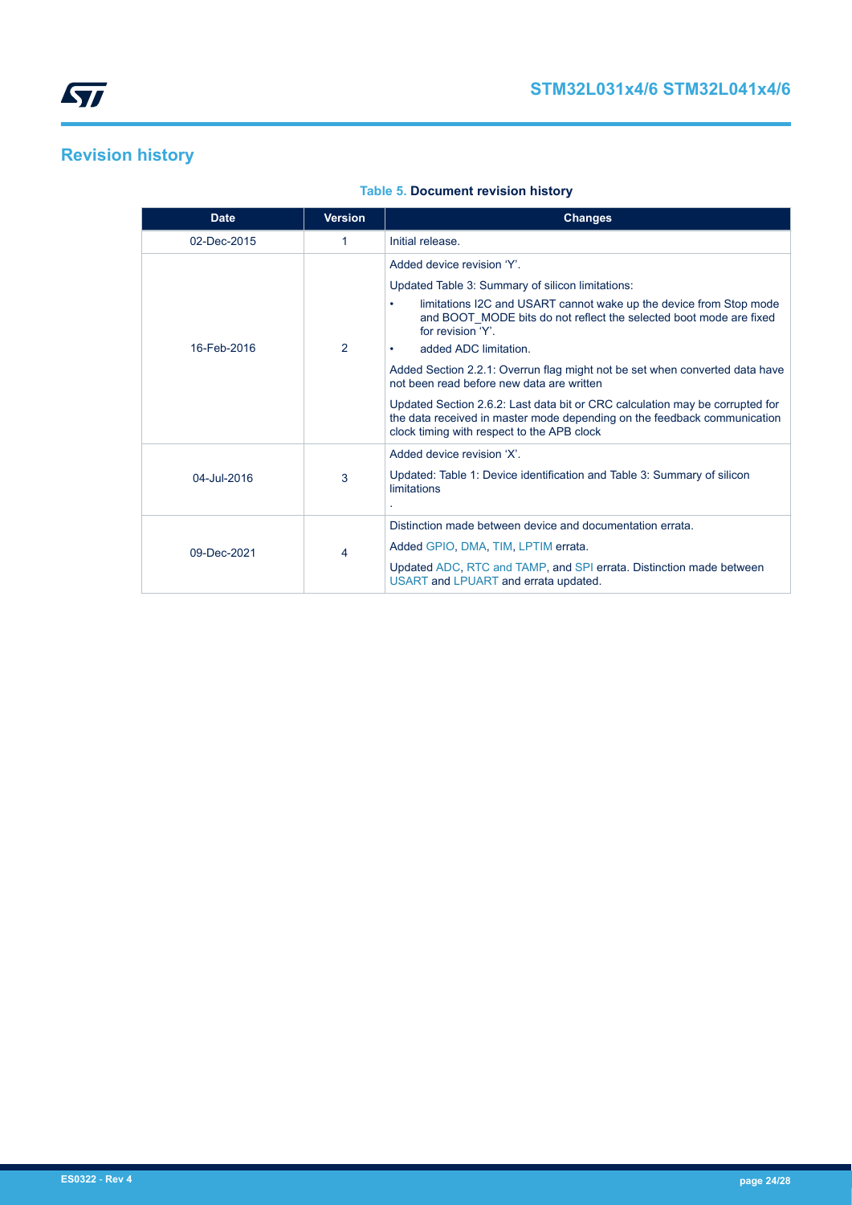# Revision history

**Table 5. Document revision history**

| Date | Version | Changes |
| --- | --- | --- |
| 02-Dec-2015 | 1 | Initial release. |
| 16-Feb-2016 | 2 | Added device revision 'Y'.<br>Updated Table 3: Summary of silicon limitations:<br>• limitations I2C and USART cannot wake up the device from Stop mode and BOOT_MODE bits do not reflect the selected boot mode are fixed for revision 'Y'.<br>• added ADC limitation.<br>Added Section 2.2.1: Overrun flag might not be set when converted data have not been read before new data are written<br>Updated Section 2.6.2: Last data bit or CRC calculation may be corrupted for the data received in master mode depending on the feedback communication clock timing with respect to the APB clock |
| 04-Jul-2016 | 3 | Added device revision 'X'.<br>Updated: Table 1: Device identification and Table 3: Summary of silicon limitations<br>. |
| 09-Dec-2021 | 4 | Distinction made between device and documentation errata.<br>Added GPIO, DMA, TIM, LPTIM errata.<br>Updated ADC, RTC and TAMP, and SPI errata. Distinction made between USART and LPUART and errata updated. |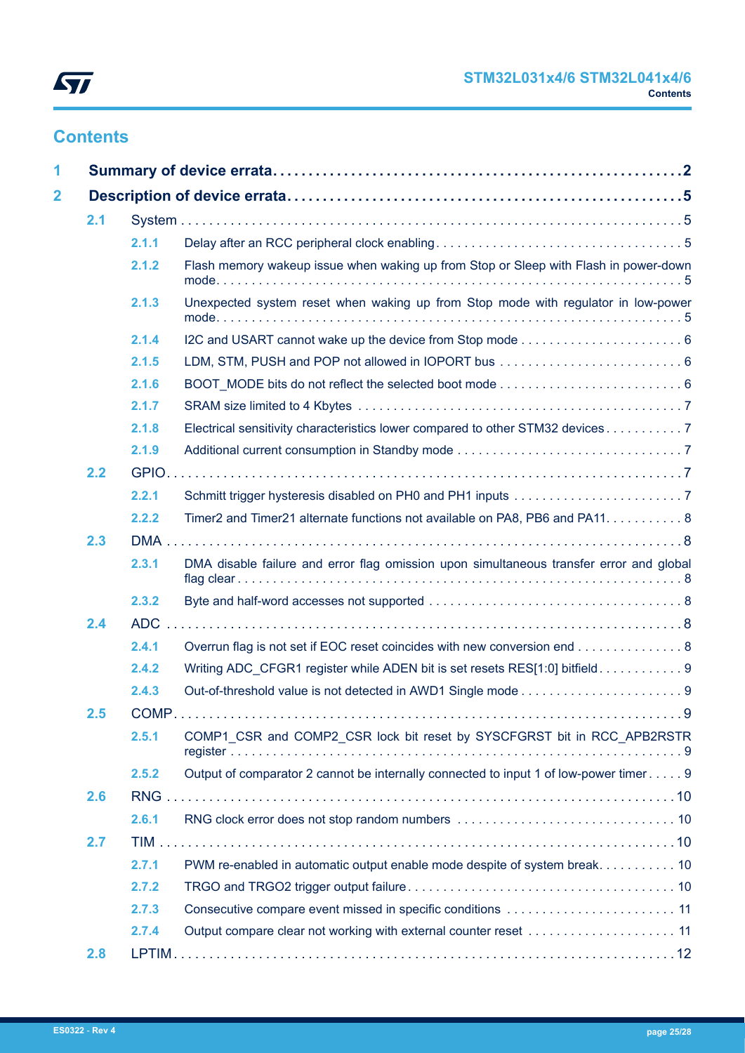# Contents

**1 Summary of device errata . . . . . . . . . . 2**

**2 Description of device errata . . . . . . . . . . 5**

- 2.1 System . . . . . . . . . . 5
  - 2.1.1 Delay after an RCC peripheral clock enabling . . . . . . . . . . 5
  - 2.1.2 Flash memory wakeup issue when waking up from Stop or Sleep with Flash in power-down mode . . . . . . . . . . 5
  - 2.1.3 Unexpected system reset when waking up from Stop mode with regulator in low-power mode . . . . . . . . . . 5
  - 2.1.4 I2C and USART cannot wake up the device from Stop mode . . . . . . . . . . 6
  - 2.1.5 LDM, STM, PUSH and POP not allowed in IOPORT bus . . . . . . . . . . 6
  - 2.1.6 BOOT_MODE bits do not reflect the selected boot mode . . . . . . . . . . 6
  - 2.1.7 SRAM size limited to 4 Kbytes . . . . . . . . . . 7
  - 2.1.8 Electrical sensitivity characteristics lower compared to other STM32 devices . . . . . . . . . . 7
  - 2.1.9 Additional current consumption in Standby mode . . . . . . . . . . 7
- 2.2 GPIO . . . . . . . . . . 7
  - 2.2.1 Schmitt trigger hysteresis disabled on PH0 and PH1 inputs . . . . . . . . . . 7
  - 2.2.2 Timer2 and Timer21 alternate functions not available on PA8, PB6 and PA11 . . . . . . . . . . 8
- 2.3 DMA . . . . . . . . . . 8
  - 2.3.1 DMA disable failure and error flag omission upon simultaneous transfer error and global flag clear . . . . . . . . . . 8
  - 2.3.2 Byte and half-word accesses not supported . . . . . . . . . . 8
- 2.4 ADC . . . . . . . . . . 8
  - 2.4.1 Overrun flag is not set if EOC reset coincides with new conversion end . . . . . . . . . . 8
  - 2.4.2 Writing ADC_CFGR1 register while ADEN bit is set resets RES[1:0] bitfield . . . . . . . . . . 9
  - 2.4.3 Out-of-threshold value is not detected in AWD1 Single mode . . . . . . . . . . 9
- 2.5 COMP . . . . . . . . . . 9
  - 2.5.1 COMP1_CSR and COMP2_CSR lock bit reset by SYSCFGRST bit in RCC_APB2RSTR register . . . . . . . . . . 9
  - 2.5.2 Output of comparator 2 cannot be internally connected to input 1 of low-power timer . . . . . 9
- 2.6 RNG . . . . . . . . . . 10
  - 2.6.1 RNG clock error does not stop random numbers . . . . . . . . . . 10
- 2.7 TIM . . . . . . . . . . 10
  - 2.7.1 PWM re-enabled in automatic output enable mode despite of system break . . . . . . . . . . 10
  - 2.7.2 TRGO and TRGO2 trigger output failure . . . . . . . . . . 10
  - 2.7.3 Consecutive compare event missed in specific conditions . . . . . . . . . . 11
  - 2.7.4 Output compare clear not working with external counter reset . . . . . . . . . . 11
- 2.8 LPTIM . . . . . . . . . . 12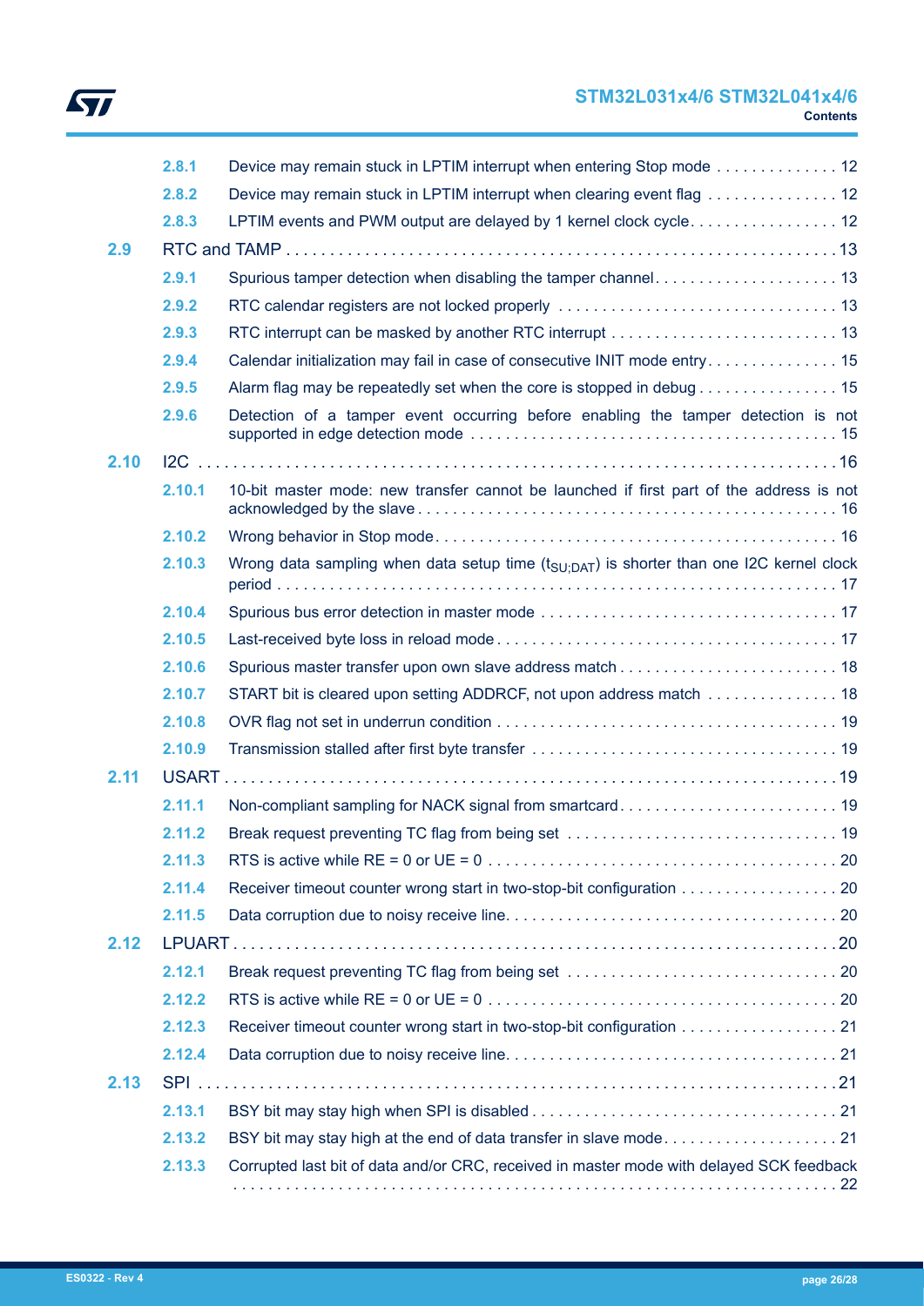- 2.8.1 Device may remain stuck in LPTIM interrupt when entering Stop mode . . . . . . . . . . . . . . 12
- 2.8.2 Device may remain stuck in LPTIM interrupt when clearing event flag . . . . . . . . . . . . . . . 12
- 2.8.3 LPTIM events and PWM output are delayed by 1 kernel clock cycle. . . . . . . . . . . . . . . . . 12

2.9 RTC and TAMP . . . . . . . . . . . . . . . . . . . . . . . . . . . . . . . . . . . . . . . . . . . . . . . . . . . . . . . . . . . . . 13

- 2.9.1 Spurious tamper detection when disabling the tamper channel. . . . . . . . . . . . . . . . . . . . . 13
- 2.9.2 RTC calendar registers are not locked properly . . . . . . . . . . . . . . . . . . . . . . . . . . . . . . . . 13
- 2.9.3 RTC interrupt can be masked by another RTC interrupt . . . . . . . . . . . . . . . . . . . . . . . . . . 13
- 2.9.4 Calendar initialization may fail in case of consecutive INIT mode entry. . . . . . . . . . . . . . . 15
- 2.9.5 Alarm flag may be repeatedly set when the core is stopped in debug . . . . . . . . . . . . . . . . 15
- 2.9.6 Detection of a tamper event occurring before enabling the tamper detection is not supported in edge detection mode . . . . . . . . . . . . . . . . . . . . . . . . . . . . . . . . . . . . . . . . . 15

2.10 I2C . . . . . . . . . . . . . . . . . . . . . . . . . . . . . . . . . . . . . . . . . . . . . . . . . . . . . . . . . . . . . . . . . . . . . . 16

- 2.10.1 10-bit master mode: new transfer cannot be launched if first part of the address is not acknowledged by the slave . . . . . . . . . . . . . . . . . . . . . . . . . . . . . . . . . . . . . . . . . . . . . . . 16
- 2.10.2 Wrong behavior in Stop mode. . . . . . . . . . . . . . . . . . . . . . . . . . . . . . . . . . . . . . . . . . . . . 16
- 2.10.3 Wrong data sampling when data setup time ($t_{SU;DAT}$) is shorter than one I2C kernel clock period . . . . . . . . . . . . . . . . . . . . . . . . . . . . . . . . . . . . . . . . . . . . . . . . . . . . . . . . . . . . 17
- 2.10.4 Spurious bus error detection in master mode . . . . . . . . . . . . . . . . . . . . . . . . . . . . . . . . . 17
- 2.10.5 Last-received byte loss in reload mode . . . . . . . . . . . . . . . . . . . . . . . . . . . . . . . . . . . . . . 17
- 2.10.6 Spurious master transfer upon own slave address match . . . . . . . . . . . . . . . . . . . . . . . . . 18
- 2.10.7 START bit is cleared upon setting ADDRCF, not upon address match . . . . . . . . . . . . . . . 18
- 2.10.8 OVR flag not set in underrun condition . . . . . . . . . . . . . . . . . . . . . . . . . . . . . . . . . . . . . . 19
- 2.10.9 Transmission stalled after first byte transfer . . . . . . . . . . . . . . . . . . . . . . . . . . . . . . . . . . 19

2.11 USART . . . . . . . . . . . . . . . . . . . . . . . . . . . . . . . . . . . . . . . . . . . . . . . . . . . . . . . . . . . . . . . . . . . 19

- 2.11.1 Non-compliant sampling for NACK signal from smartcard. . . . . . . . . . . . . . . . . . . . . . . . . 19
- 2.11.2 Break request preventing TC flag from being set . . . . . . . . . . . . . . . . . . . . . . . . . . . . . . . 19
- 2.11.3 RTS is active while RE = 0 or UE = 0 . . . . . . . . . . . . . . . . . . . . . . . . . . . . . . . . . . . . . . . 20
- 2.11.4 Receiver timeout counter wrong start in two-stop-bit configuration . . . . . . . . . . . . . . . . . . 20
- 2.11.5 Data corruption due to noisy receive line. . . . . . . . . . . . . . . . . . . . . . . . . . . . . . . . . . . . . 20

2.12 LPUART . . . . . . . . . . . . . . . . . . . . . . . . . . . . . . . . . . . . . . . . . . . . . . . . . . . . . . . . . . . . . . . . . . 20

- 2.12.1 Break request preventing TC flag from being set . . . . . . . . . . . . . . . . . . . . . . . . . . . . . . . 20
- 2.12.2 RTS is active while RE = 0 or UE = 0 . . . . . . . . . . . . . . . . . . . . . . . . . . . . . . . . . . . . . . . 20
- 2.12.3 Receiver timeout counter wrong start in two-stop-bit configuration . . . . . . . . . . . . . . . . . . 21
- 2.12.4 Data corruption due to noisy receive line. . . . . . . . . . . . . . . . . . . . . . . . . . . . . . . . . . . . . 21

2.13 SPI . . . . . . . . . . . . . . . . . . . . . . . . . . . . . . . . . . . . . . . . . . . . . . . . . . . . . . . . . . . . . . . . . . . . . . 21

- 2.13.1 BSY bit may stay high when SPI is disabled . . . . . . . . . . . . . . . . . . . . . . . . . . . . . . . . . . 21
- 2.13.2 BSY bit may stay high at the end of data transfer in slave mode. . . . . . . . . . . . . . . . . . . . 21
- 2.13.3 Corrupted last bit of data and/or CRC, received in master mode with delayed SCK feedback . . . . . . . . . . . . . . . . . . . . . . . . . . . . . . . . . . . . . . . . . . . . . . . . . . . . . . . . . . . . . . 22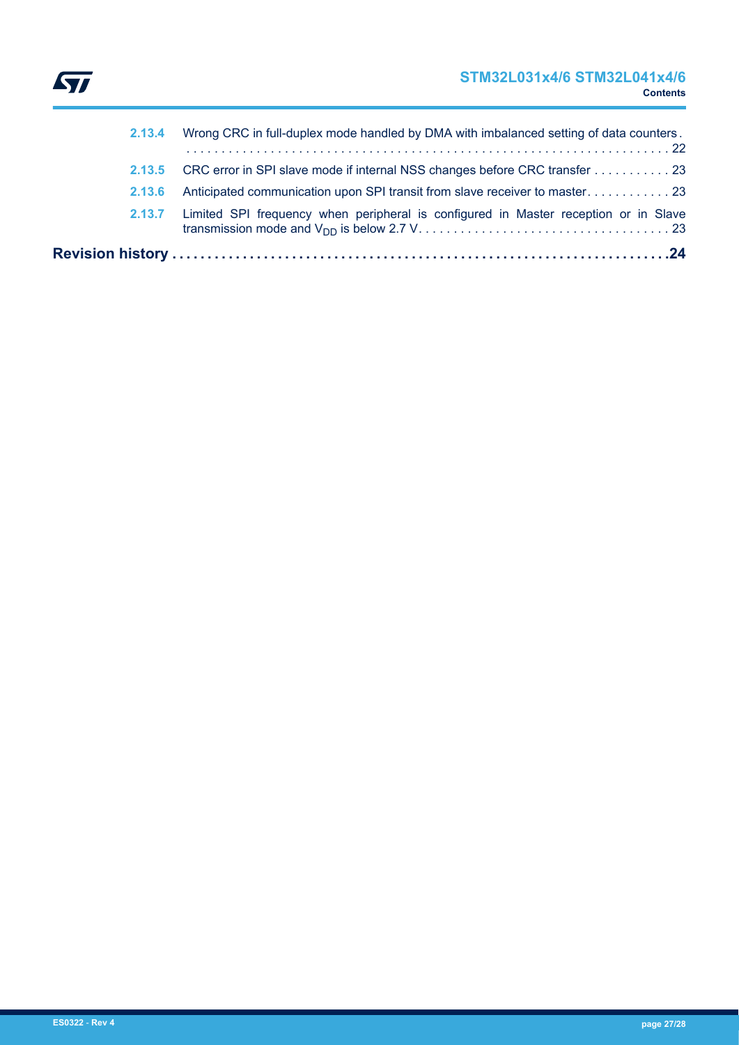2.13.4 Wrong CRC in full-duplex mode handled by DMA with imbalanced setting of data counters . . . . . . . . . . . . . . . . . . . . . . . . . . . . . . . . . . . . . . . . . . . . . . . . . . . . . . . . . . . . . . . . . . . . . . . . 22

2.13.5 CRC error in SPI slave mode if internal NSS changes before CRC transfer . . . . . . . . . . . 23

2.13.6 Anticipated communication upon SPI transit from slave receiver to master . . . . . . . . . . . . 23

2.13.7 Limited SPI frequency when peripheral is configured in Master reception or in Slave transmission mode and $V_{DD}$ is below 2.7 V . . . . . . . . . . . . . . . . . . . . . . . . . . . . . . . . . . . . 23

**Revision history . . . . . . . . . . . . . . . . . . . . . . . . . . . . . . . . . . . . . . . . . . . . . . . . . . . . . . . . . . . . . . . . 24**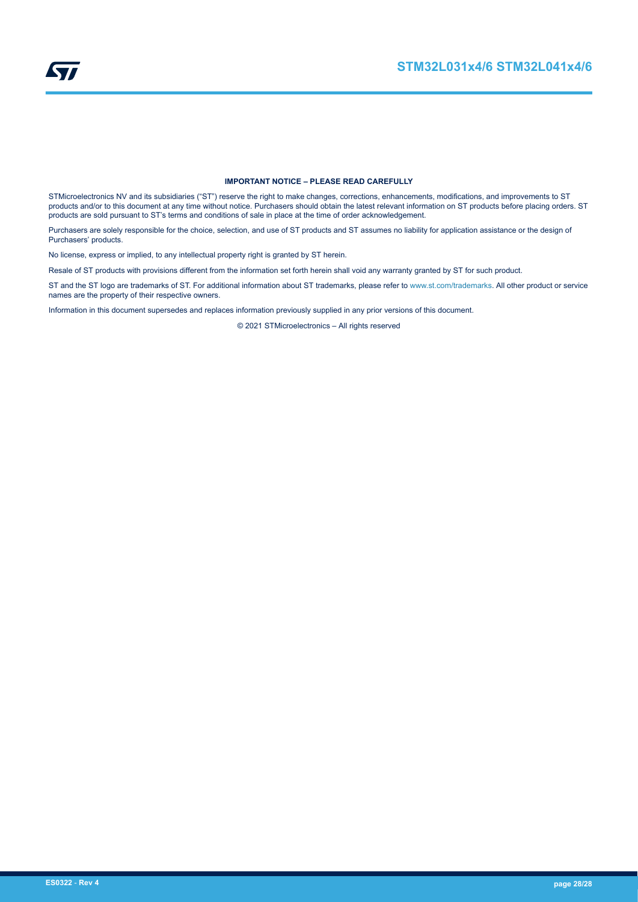**IMPORTANT NOTICE – PLEASE READ CAREFULLY**

STMicroelectronics NV and its subsidiaries (“ST”) reserve the right to make changes, corrections, enhancements, modifications, and improvements to ST products and/or to this document at any time without notice. Purchasers should obtain the latest relevant information on ST products before placing orders. ST products are sold pursuant to ST’s terms and conditions of sale in place at the time of order acknowledgement.

Purchasers are solely responsible for the choice, selection, and use of ST products and ST assumes no liability for application assistance or the design of Purchasers’ products.

No license, express or implied, to any intellectual property right is granted by ST herein.

Resale of ST products with provisions different from the information set forth herein shall void any warranty granted by ST for such product.

ST and the ST logo are trademarks of ST. For additional information about ST trademarks, please refer to www.st.com/trademarks. All other product or service names are the property of their respective owners.

Information in this document supersedes and replaces information previously supplied in any prior versions of this document.

© 2021 STMicroelectronics – All rights reserved